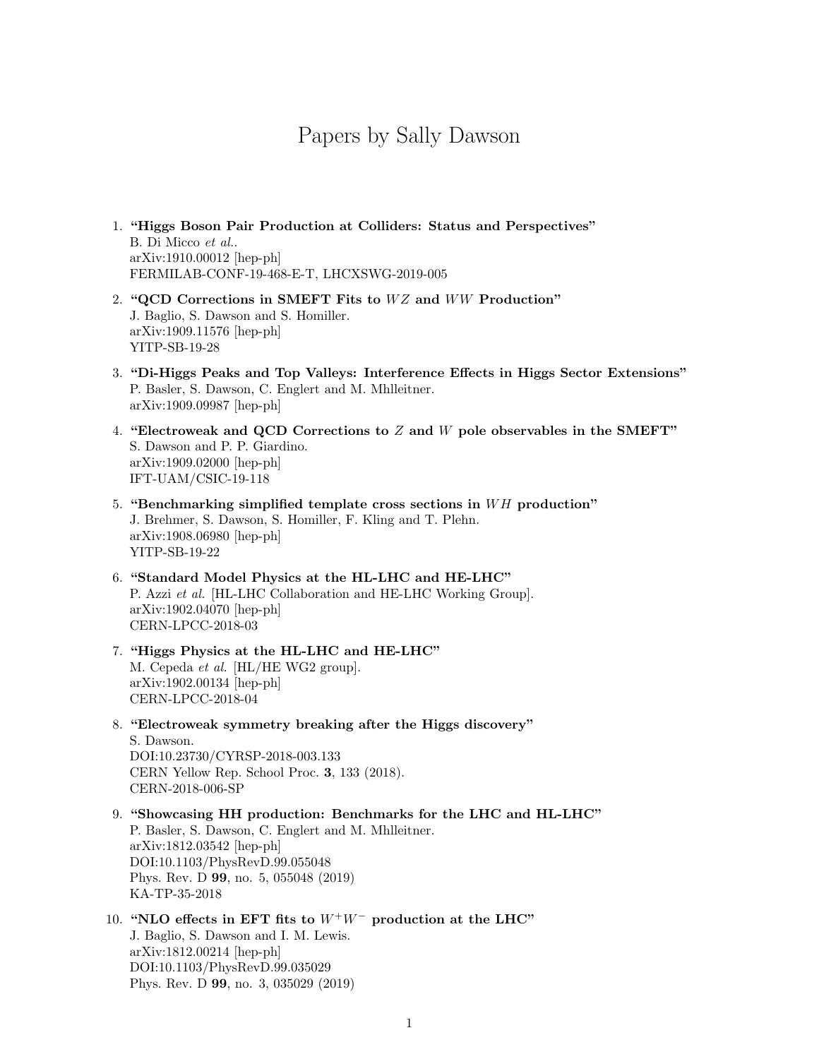# Papers by Sally Dawson

1. **"Higgs Boson Pair Production at Colliders: Status and Perspectives"**
   B. Di Micco *et al.*.
   arXiv:1910.00012 [hep-ph]
   FERMILAB-CONF-19-468-E-T, LHCXSWG-2019-005

2. **"QCD Corrections in SMEFT Fits to $WZ$ and $WW$ Production"**
   J. Baglio, S. Dawson and S. Homiller.
   arXiv:1909.11576 [hep-ph]
   YITP-SB-19-28

3. **"Di-Higgs Peaks and Top Valleys: Interference Effects in Higgs Sector Extensions"**
   P. Basler, S. Dawson, C. Englert and M. Mhlleitner.
   arXiv:1909.09987 [hep-ph]

4. **"Electroweak and QCD Corrections to $Z$ and $W$ pole observables in the SMEFT"**
   S. Dawson and P. P. Giardino.
   arXiv:1909.02000 [hep-ph]
   IFT-UAM/CSIC-19-118

5. **"Benchmarking simplified template cross sections in $WH$ production"**
   J. Brehmer, S. Dawson, S. Homiller, F. Kling and T. Plehn.
   arXiv:1908.06980 [hep-ph]
   YITP-SB-19-22

6. **"Standard Model Physics at the HL-LHC and HE-LHC"**
   P. Azzi *et al.* [HL-LHC Collaboration and HE-LHC Working Group].
   arXiv:1902.04070 [hep-ph]
   CERN-LPCC-2018-03

7. **"Higgs Physics at the HL-LHC and HE-LHC"**
   M. Cepeda *et al.* [HL/HE WG2 group].
   arXiv:1902.00134 [hep-ph]
   CERN-LPCC-2018-04

8. **"Electroweak symmetry breaking after the Higgs discovery"**
   S. Dawson.
   DOI:10.23730/CYRSP-2018-003.133
   CERN Yellow Rep. School Proc. **3**, 133 (2018).
   CERN-2018-006-SP

9. **"Showcasing HH production: Benchmarks for the LHC and HL-LHC"**
   P. Basler, S. Dawson, C. Englert and M. Mhlleitner.
   arXiv:1812.03542 [hep-ph]
   DOI:10.1103/PhysRevD.99.055048
   Phys. Rev. D **99**, no. 5, 055048 (2019)
   KA-TP-35-2018

10. **"NLO effects in EFT fits to $W^+W^-$ production at the LHC"**
    J. Baglio, S. Dawson and I. M. Lewis.
    arXiv:1812.00214 [hep-ph]
    DOI:10.1103/PhysRevD.99.035029
    Phys. Rev. D **99**, no. 3, 035029 (2019)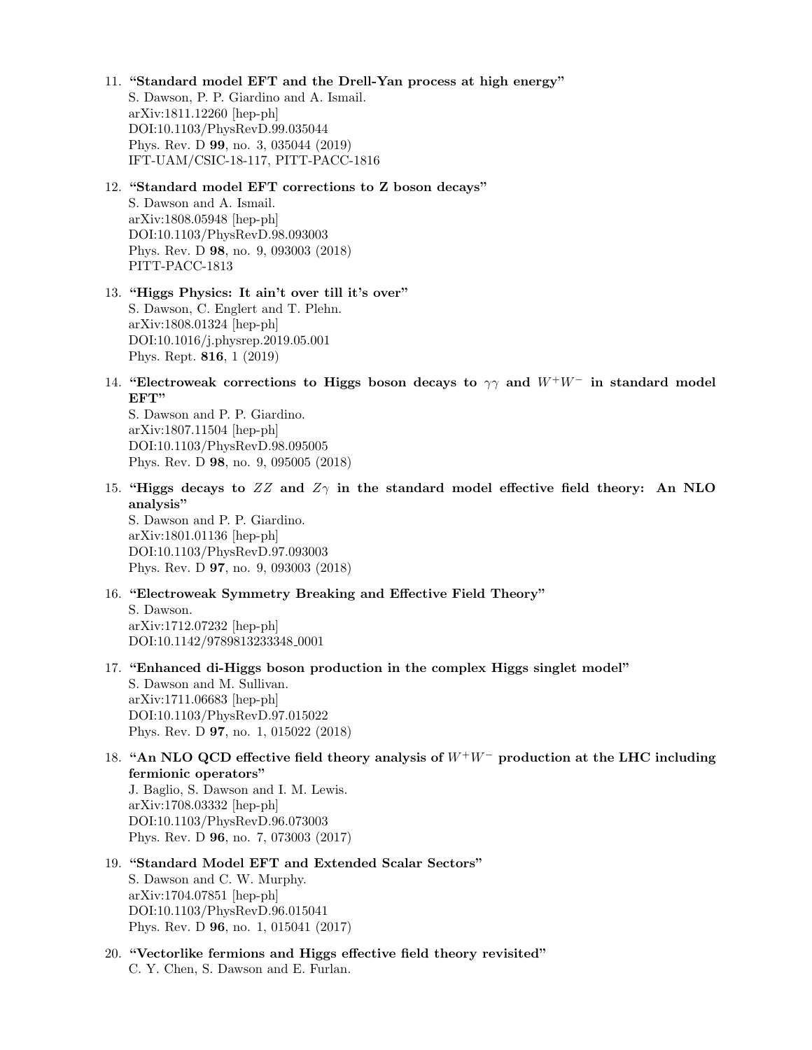11. **"Standard model EFT and the Drell-Yan process at high energy"**
    S. Dawson, P. P. Giardino and A. Ismail.
    arXiv:1811.12260 [hep-ph]
    DOI:10.1103/PhysRevD.99.035044
    Phys. Rev. D **99**, no. 3, 035044 (2019)
    IFT-UAM/CSIC-18-117, PITT-PACC-1816

12. **"Standard model EFT corrections to Z boson decays"**
    S. Dawson and A. Ismail.
    arXiv:1808.05948 [hep-ph]
    DOI:10.1103/PhysRevD.98.093003
    Phys. Rev. D **98**, no. 9, 093003 (2018)
    PITT-PACC-1813

13. **"Higgs Physics: It ain't over till it's over"**
    S. Dawson, C. Englert and T. Plehn.
    arXiv:1808.01324 [hep-ph]
    DOI:10.1016/j.physrep.2019.05.001
    Phys. Rept. **816**, 1 (2019)

14. **"Electroweak corrections to Higgs boson decays to $\gamma\gamma$ and $W^+W^-$ in standard model EFT"**
    S. Dawson and P. P. Giardino.
    arXiv:1807.11504 [hep-ph]
    DOI:10.1103/PhysRevD.98.095005
    Phys. Rev. D **98**, no. 9, 095005 (2018)

15. **"Higgs decays to $ZZ$ and $Z\gamma$ in the standard model effective field theory: An NLO analysis"**
    S. Dawson and P. P. Giardino.
    arXiv:1801.01136 [hep-ph]
    DOI:10.1103/PhysRevD.97.093003
    Phys. Rev. D **97**, no. 9, 093003 (2018)

16. **"Electroweak Symmetry Breaking and Effective Field Theory"**
    S. Dawson.
    arXiv:1712.07232 [hep-ph]
    DOI:10.1142/9789813233348_0001

17. **"Enhanced di-Higgs boson production in the complex Higgs singlet model"**
    S. Dawson and M. Sullivan.
    arXiv:1711.06683 [hep-ph]
    DOI:10.1103/PhysRevD.97.015022
    Phys. Rev. D **97**, no. 1, 015022 (2018)

18. **"An NLO QCD effective field theory analysis of $W^+W^-$ production at the LHC including fermionic operators"**
    J. Baglio, S. Dawson and I. M. Lewis.
    arXiv:1708.03332 [hep-ph]
    DOI:10.1103/PhysRevD.96.073003
    Phys. Rev. D **96**, no. 7, 073003 (2017)

19. **"Standard Model EFT and Extended Scalar Sectors"**
    S. Dawson and C. W. Murphy.
    arXiv:1704.07851 [hep-ph]
    DOI:10.1103/PhysRevD.96.015041
    Phys. Rev. D **96**, no. 1, 015041 (2017)

20. **"Vectorlike fermions and Higgs effective field theory revisited"**
    C. Y. Chen, S. Dawson and E. Furlan.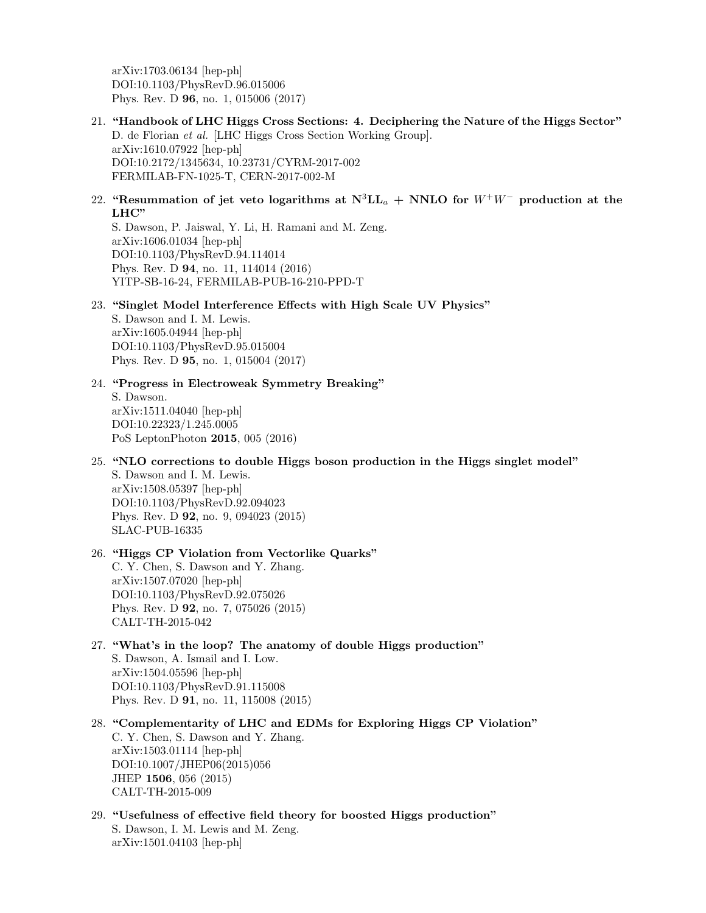arXiv:1703.06134 [hep-ph]
DOI:10.1103/PhysRevD.96.015006
Phys. Rev. D **96**, no. 1, 015006 (2017)

21. **"Handbook of LHC Higgs Cross Sections: 4. Deciphering the Nature of the Higgs Sector"**
    D. de Florian *et al.* [LHC Higgs Cross Section Working Group].
    arXiv:1610.07922 [hep-ph]
    DOI:10.2172/1345634, 10.23731/CYRM-2017-002
    FERMILAB-FN-1025-T, CERN-2017-002-M

22. **"Resummation of jet veto logarithms at $\mathbf{N^3LL_a}$ + NNLO for $W^+W^-$ production at the LHC"**
    S. Dawson, P. Jaiswal, Y. Li, H. Ramani and M. Zeng.
    arXiv:1606.01034 [hep-ph]
    DOI:10.1103/PhysRevD.94.114014
    Phys. Rev. D **94**, no. 11, 114014 (2016)
    YITP-SB-16-24, FERMILAB-PUB-16-210-PPD-T

23. **"Singlet Model Interference Effects with High Scale UV Physics"**
    S. Dawson and I. M. Lewis.
    arXiv:1605.04944 [hep-ph]
    DOI:10.1103/PhysRevD.95.015004
    Phys. Rev. D **95**, no. 1, 015004 (2017)

24. **"Progress in Electroweak Symmetry Breaking"**
    S. Dawson.
    arXiv:1511.04040 [hep-ph]
    DOI:10.22323/1.245.0005
    PoS LeptonPhoton **2015**, 005 (2016)

25. **"NLO corrections to double Higgs boson production in the Higgs singlet model"**
    S. Dawson and I. M. Lewis.
    arXiv:1508.05397 [hep-ph]
    DOI:10.1103/PhysRevD.92.094023
    Phys. Rev. D **92**, no. 9, 094023 (2015)
    SLAC-PUB-16335

26. **"Higgs CP Violation from Vectorlike Quarks"**
    C. Y. Chen, S. Dawson and Y. Zhang.
    arXiv:1507.07020 [hep-ph]
    DOI:10.1103/PhysRevD.92.075026
    Phys. Rev. D **92**, no. 7, 075026 (2015)
    CALT-TH-2015-042

27. **"What's in the loop? The anatomy of double Higgs production"**
    S. Dawson, A. Ismail and I. Low.
    arXiv:1504.05596 [hep-ph]
    DOI:10.1103/PhysRevD.91.115008
    Phys. Rev. D **91**, no. 11, 115008 (2015)

28. **"Complementarity of LHC and EDMs for Exploring Higgs CP Violation"**
    C. Y. Chen, S. Dawson and Y. Zhang.
    arXiv:1503.01114 [hep-ph]
    DOI:10.1007/JHEP06(2015)056
    JHEP **1506**, 056 (2015)
    CALT-TH-2015-009

29. **"Usefulness of effective field theory for boosted Higgs production"**
    S. Dawson, I. M. Lewis and M. Zeng.
    arXiv:1501.04103 [hep-ph]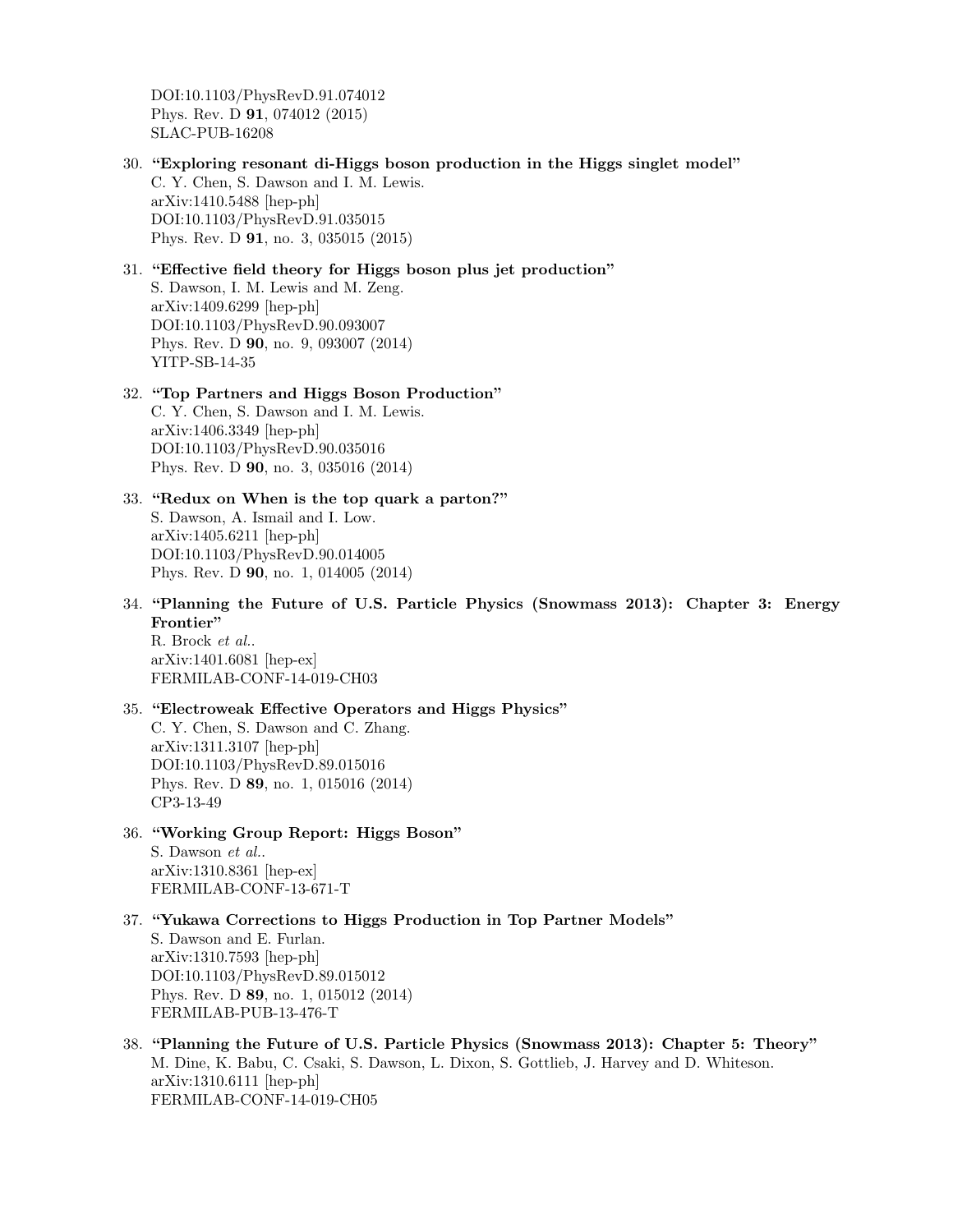DOI:10.1103/PhysRevD.91.074012
Phys. Rev. D **91**, 074012 (2015)
SLAC-PUB-16208

30. **"Exploring resonant di-Higgs boson production in the Higgs singlet model"**
    C. Y. Chen, S. Dawson and I. M. Lewis.
    arXiv:1410.5488 [hep-ph]
    DOI:10.1103/PhysRevD.91.035015
    Phys. Rev. D **91**, no. 3, 035015 (2015)

31. **"Effective field theory for Higgs boson plus jet production"**
    S. Dawson, I. M. Lewis and M. Zeng.
    arXiv:1409.6299 [hep-ph]
    DOI:10.1103/PhysRevD.90.093007
    Phys. Rev. D **90**, no. 9, 093007 (2014)
    YITP-SB-14-35

32. **"Top Partners and Higgs Boson Production"**
    C. Y. Chen, S. Dawson and I. M. Lewis.
    arXiv:1406.3349 [hep-ph]
    DOI:10.1103/PhysRevD.90.035016
    Phys. Rev. D **90**, no. 3, 035016 (2014)

33. **"Redux on When is the top quark a parton?"**
    S. Dawson, A. Ismail and I. Low.
    arXiv:1405.6211 [hep-ph]
    DOI:10.1103/PhysRevD.90.014005
    Phys. Rev. D **90**, no. 1, 014005 (2014)

34. **"Planning the Future of U.S. Particle Physics (Snowmass 2013): Chapter 3: Energy Frontier"**
    R. Brock *et al.*.
    arXiv:1401.6081 [hep-ex]
    FERMILAB-CONF-14-019-CH03

35. **"Electroweak Effective Operators and Higgs Physics"**
    C. Y. Chen, S. Dawson and C. Zhang.
    arXiv:1311.3107 [hep-ph]
    DOI:10.1103/PhysRevD.89.015016
    Phys. Rev. D **89**, no. 1, 015016 (2014)
    CP3-13-49

36. **"Working Group Report: Higgs Boson"**
    S. Dawson *et al.*.
    arXiv:1310.8361 [hep-ex]
    FERMILAB-CONF-13-671-T

37. **"Yukawa Corrections to Higgs Production in Top Partner Models"**
    S. Dawson and E. Furlan.
    arXiv:1310.7593 [hep-ph]
    DOI:10.1103/PhysRevD.89.015012
    Phys. Rev. D **89**, no. 1, 015012 (2014)
    FERMILAB-PUB-13-476-T

38. **"Planning the Future of U.S. Particle Physics (Snowmass 2013): Chapter 5: Theory"**
    M. Dine, K. Babu, C. Csaki, S. Dawson, L. Dixon, S. Gottlieb, J. Harvey and D. Whiteson.
    arXiv:1310.6111 [hep-ph]
    FERMILAB-CONF-14-019-CH05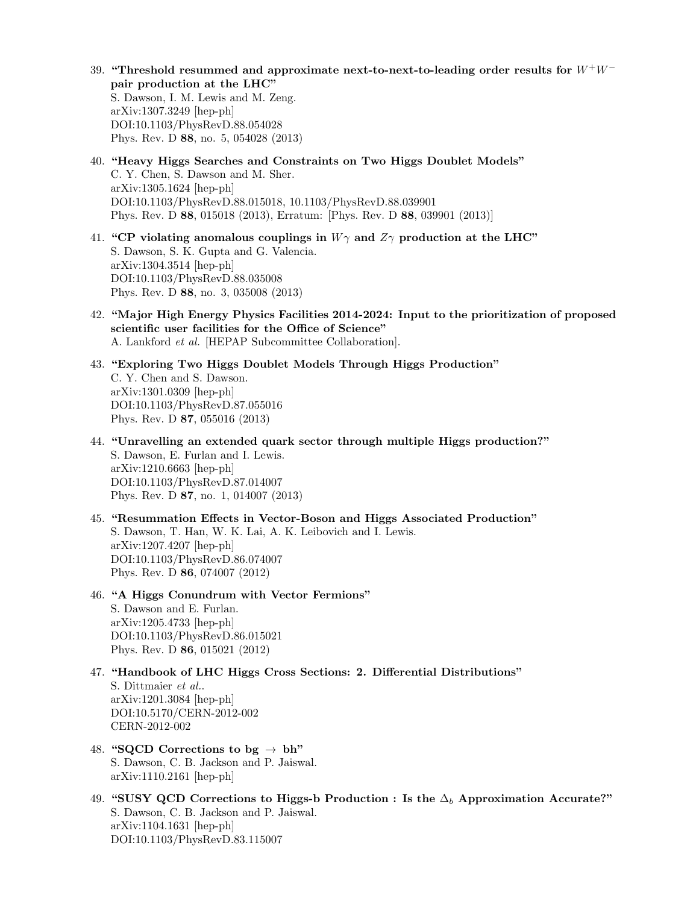39. **"Threshold resummed and approximate next-to-next-to-leading order results for $W^+W^-$ pair production at the LHC"**
    S. Dawson, I. M. Lewis and M. Zeng.
    arXiv:1307.3249 [hep-ph]
    DOI:10.1103/PhysRevD.88.054028
    Phys. Rev. D **88**, no. 5, 054028 (2013)

40. **"Heavy Higgs Searches and Constraints on Two Higgs Doublet Models"**
    C. Y. Chen, S. Dawson and M. Sher.
    arXiv:1305.1624 [hep-ph]
    DOI:10.1103/PhysRevD.88.015018, 10.1103/PhysRevD.88.039901
    Phys. Rev. D **88**, 015018 (2013), Erratum: [Phys. Rev. D **88**, 039901 (2013)]

41. **"CP violating anomalous couplings in $W\gamma$ and $Z\gamma$ production at the LHC"**
    S. Dawson, S. K. Gupta and G. Valencia.
    arXiv:1304.3514 [hep-ph]
    DOI:10.1103/PhysRevD.88.035008
    Phys. Rev. D **88**, no. 3, 035008 (2013)

42. **"Major High Energy Physics Facilities 2014-2024: Input to the prioritization of proposed scientific user facilities for the Office of Science"**
    A. Lankford *et al.* [HEPAP Subcommittee Collaboration].

43. **"Exploring Two Higgs Doublet Models Through Higgs Production"**
    C. Y. Chen and S. Dawson.
    arXiv:1301.0309 [hep-ph]
    DOI:10.1103/PhysRevD.87.055016
    Phys. Rev. D **87**, 055016 (2013)

44. **"Unravelling an extended quark sector through multiple Higgs production?"**
    S. Dawson, E. Furlan and I. Lewis.
    arXiv:1210.6663 [hep-ph]
    DOI:10.1103/PhysRevD.87.014007
    Phys. Rev. D **87**, no. 1, 014007 (2013)

45. **"Resummation Effects in Vector-Boson and Higgs Associated Production"**
    S. Dawson, T. Han, W. K. Lai, A. K. Leibovich and I. Lewis.
    arXiv:1207.4207 [hep-ph]
    DOI:10.1103/PhysRevD.86.074007
    Phys. Rev. D **86**, 074007 (2012)

46. **"A Higgs Conundrum with Vector Fermions"**
    S. Dawson and E. Furlan.
    arXiv:1205.4733 [hep-ph]
    DOI:10.1103/PhysRevD.86.015021
    Phys. Rev. D **86**, 015021 (2012)

47. **"Handbook of LHC Higgs Cross Sections: 2. Differential Distributions"**
    S. Dittmaier *et al.*.
    arXiv:1201.3084 [hep-ph]
    DOI:10.5170/CERN-2012-002
    CERN-2012-002

48. **"SQCD Corrections to bg $\rightarrow$ bh"**
    S. Dawson, C. B. Jackson and P. Jaiswal.
    arXiv:1110.2161 [hep-ph]

49. **"SUSY QCD Corrections to Higgs-b Production : Is the $\Delta_b$ Approximation Accurate?"**
    S. Dawson, C. B. Jackson and P. Jaiswal.
    arXiv:1104.1631 [hep-ph]
    DOI:10.1103/PhysRevD.83.115007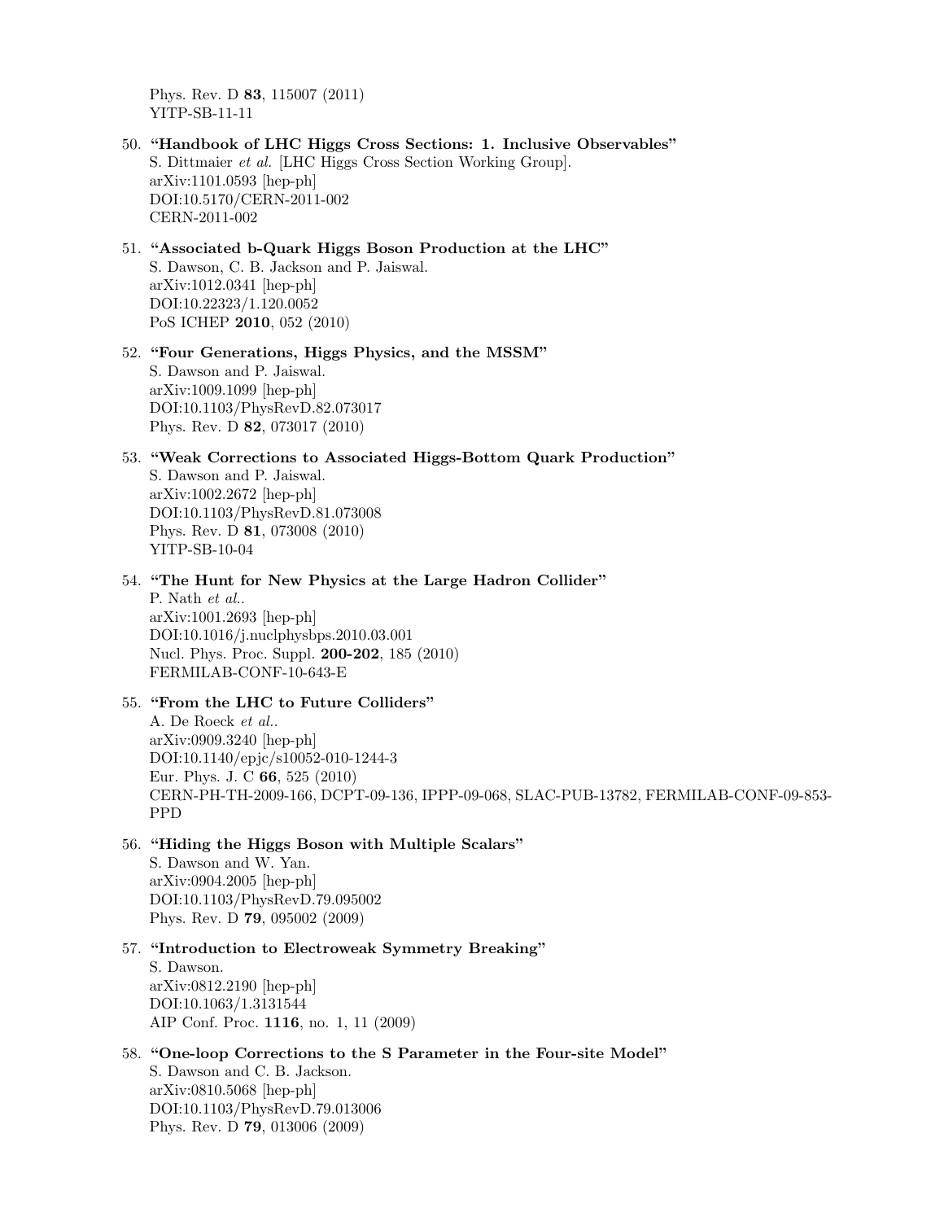Phys. Rev. D **83**, 115007 (2011)
YITP-SB-11-11

50. **"Handbook of LHC Higgs Cross Sections: 1. Inclusive Observables"**
    S. Dittmaier *et al.* [LHC Higgs Cross Section Working Group].
    arXiv:1101.0593 [hep-ph]
    DOI:10.5170/CERN-2011-002
    CERN-2011-002

51. **"Associated b-Quark Higgs Boson Production at the LHC"**
    S. Dawson, C. B. Jackson and P. Jaiswal.
    arXiv:1012.0341 [hep-ph]
    DOI:10.22323/1.120.0052
    PoS ICHEP **2010**, 052 (2010)

52. **"Four Generations, Higgs Physics, and the MSSM"**
    S. Dawson and P. Jaiswal.
    arXiv:1009.1099 [hep-ph]
    DOI:10.1103/PhysRevD.82.073017
    Phys. Rev. D **82**, 073017 (2010)

53. **"Weak Corrections to Associated Higgs-Bottom Quark Production"**
    S. Dawson and P. Jaiswal.
    arXiv:1002.2672 [hep-ph]
    DOI:10.1103/PhysRevD.81.073008
    Phys. Rev. D **81**, 073008 (2010)
    YITP-SB-10-04

54. **"The Hunt for New Physics at the Large Hadron Collider"**
    P. Nath *et al.*.
    arXiv:1001.2693 [hep-ph]
    DOI:10.1016/j.nuclphysbps.2010.03.001
    Nucl. Phys. Proc. Suppl. **200-202**, 185 (2010)
    FERMILAB-CONF-10-643-E

55. **"From the LHC to Future Colliders"**
    A. De Roeck *et al.*.
    arXiv:0909.3240 [hep-ph]
    DOI:10.1140/epjc/s10052-010-1244-3
    Eur. Phys. J. C **66**, 525 (2010)
    CERN-PH-TH-2009-166, DCPT-09-136, IPPP-09-068, SLAC-PUB-13782, FERMILAB-CONF-09-853-PPD

56. **"Hiding the Higgs Boson with Multiple Scalars"**
    S. Dawson and W. Yan.
    arXiv:0904.2005 [hep-ph]
    DOI:10.1103/PhysRevD.79.095002
    Phys. Rev. D **79**, 095002 (2009)

57. **"Introduction to Electroweak Symmetry Breaking"**
    S. Dawson.
    arXiv:0812.2190 [hep-ph]
    DOI:10.1063/1.3131544
    AIP Conf. Proc. **1116**, no. 1, 11 (2009)

58. **"One-loop Corrections to the S Parameter in the Four-site Model"**
    S. Dawson and C. B. Jackson.
    arXiv:0810.5068 [hep-ph]
    DOI:10.1103/PhysRevD.79.013006
    Phys. Rev. D **79**, 013006 (2009)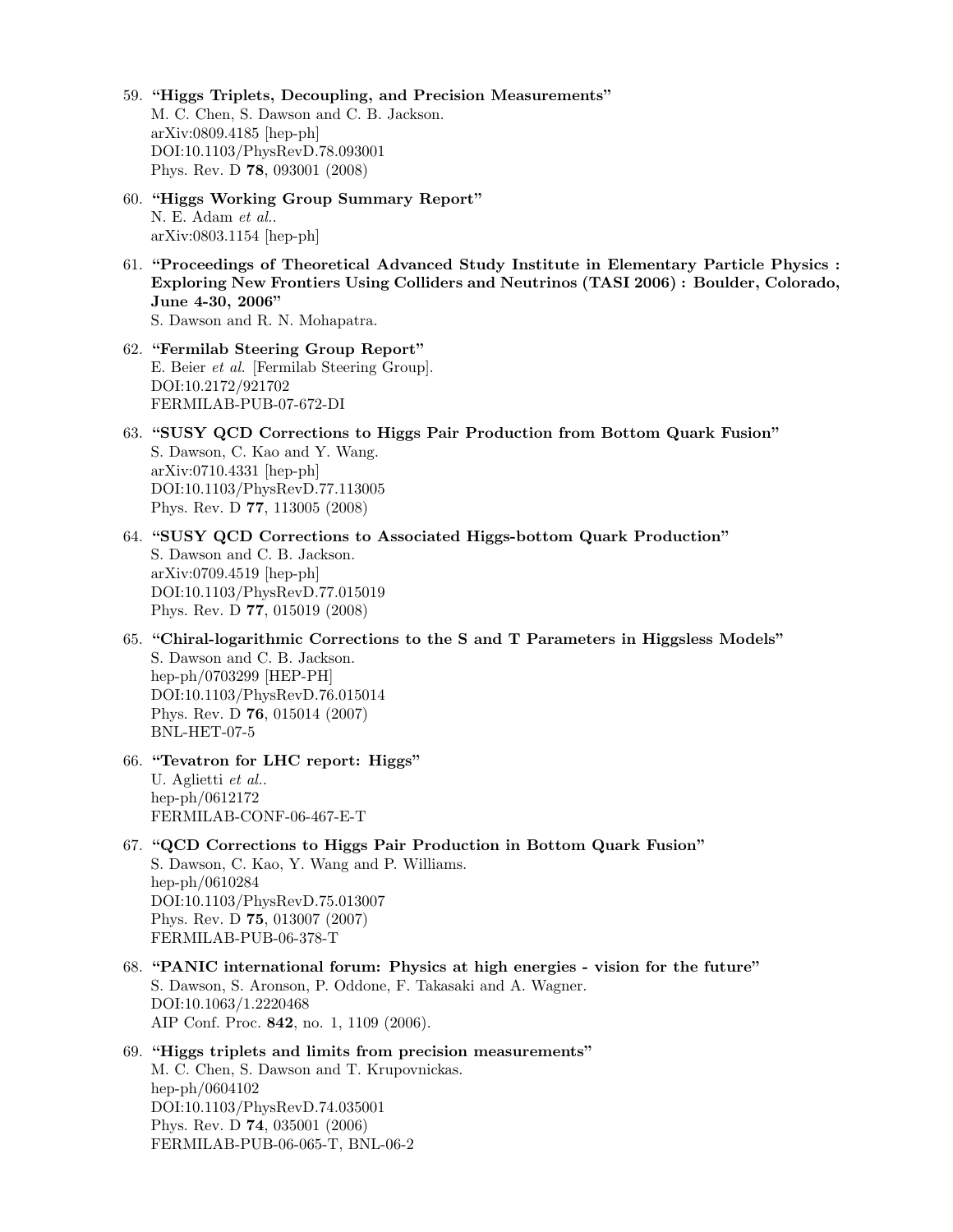59. **"Higgs Triplets, Decoupling, and Precision Measurements"**
    M. C. Chen, S. Dawson and C. B. Jackson.
    arXiv:0809.4185 [hep-ph]
    DOI:10.1103/PhysRevD.78.093001
    Phys. Rev. D **78**, 093001 (2008)

60. **"Higgs Working Group Summary Report"**
    N. E. Adam *et al.*.
    arXiv:0803.1154 [hep-ph]

61. **"Proceedings of Theoretical Advanced Study Institute in Elementary Particle Physics : Exploring New Frontiers Using Colliders and Neutrinos (TASI 2006) : Boulder, Colorado, June 4-30, 2006"**
    S. Dawson and R. N. Mohapatra.

62. **"Fermilab Steering Group Report"**
    E. Beier *et al.* [Fermilab Steering Group].
    DOI:10.2172/921702
    FERMILAB-PUB-07-672-DI

63. **"SUSY QCD Corrections to Higgs Pair Production from Bottom Quark Fusion"**
    S. Dawson, C. Kao and Y. Wang.
    arXiv:0710.4331 [hep-ph]
    DOI:10.1103/PhysRevD.77.113005
    Phys. Rev. D **77**, 113005 (2008)

64. **"SUSY QCD Corrections to Associated Higgs-bottom Quark Production"**
    S. Dawson and C. B. Jackson.
    arXiv:0709.4519 [hep-ph]
    DOI:10.1103/PhysRevD.77.015019
    Phys. Rev. D **77**, 015019 (2008)

65. **"Chiral-logarithmic Corrections to the S and T Parameters in Higgsless Models"**
    S. Dawson and C. B. Jackson.
    hep-ph/0703299 [HEP-PH]
    DOI:10.1103/PhysRevD.76.015014
    Phys. Rev. D **76**, 015014 (2007)
    BNL-HET-07-5

66. **"Tevatron for LHC report: Higgs"**
    U. Aglietti *et al.*.
    hep-ph/0612172
    FERMILAB-CONF-06-467-E-T

67. **"QCD Corrections to Higgs Pair Production in Bottom Quark Fusion"**
    S. Dawson, C. Kao, Y. Wang and P. Williams.
    hep-ph/0610284
    DOI:10.1103/PhysRevD.75.013007
    Phys. Rev. D **75**, 013007 (2007)
    FERMILAB-PUB-06-378-T

68. **"PANIC international forum: Physics at high energies - vision for the future"**
    S. Dawson, S. Aronson, P. Oddone, F. Takasaki and A. Wagner.
    DOI:10.1063/1.2220468
    AIP Conf. Proc. **842**, no. 1, 1109 (2006).

69. **"Higgs triplets and limits from precision measurements"**
    M. C. Chen, S. Dawson and T. Krupovnickas.
    hep-ph/0604102
    DOI:10.1103/PhysRevD.74.035001
    Phys. Rev. D **74**, 035001 (2006)
    FERMILAB-PUB-06-065-T, BNL-06-2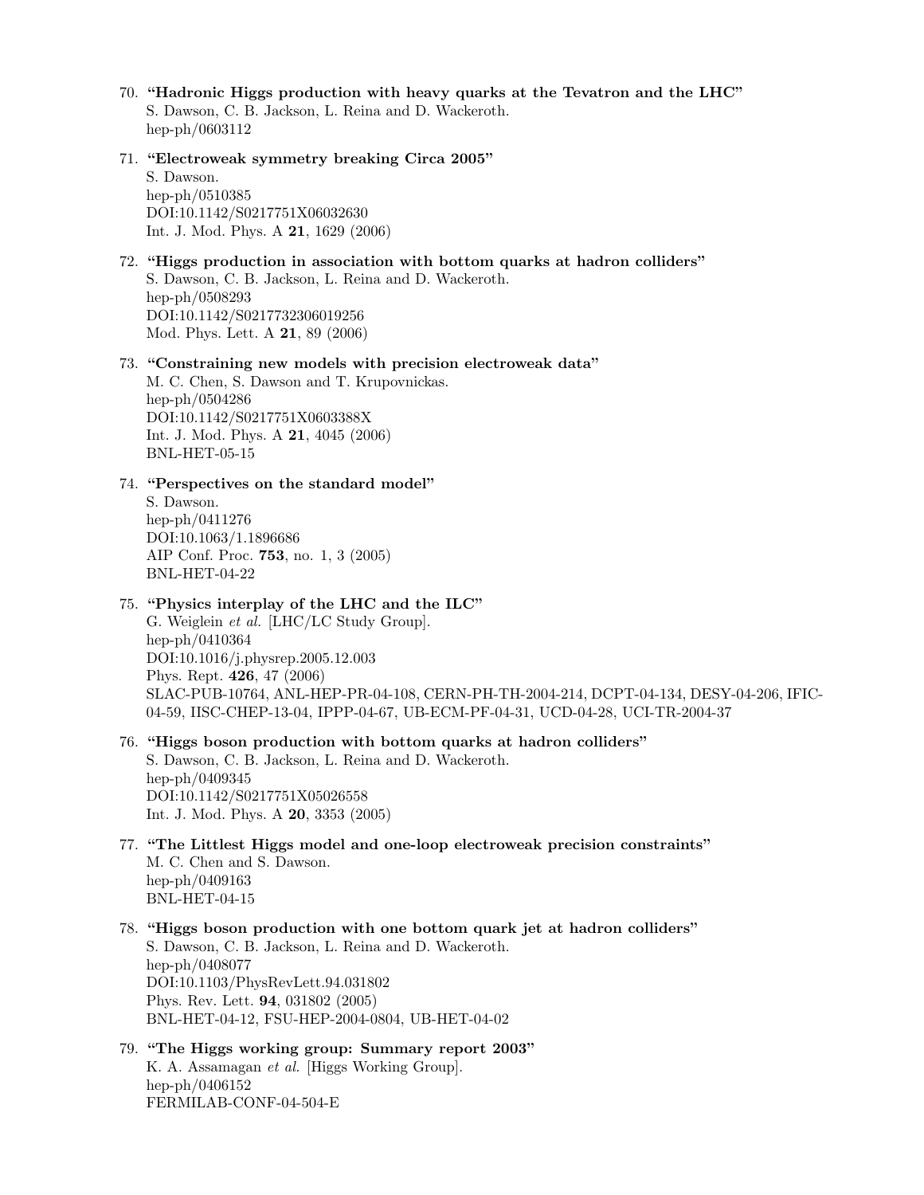70. **"Hadronic Higgs production with heavy quarks at the Tevatron and the LHC"**
    S. Dawson, C. B. Jackson, L. Reina and D. Wackeroth.
    hep-ph/0603112

71. **"Electroweak symmetry breaking Circa 2005"**
    S. Dawson.
    hep-ph/0510385
    DOI:10.1142/S0217751X06032630
    Int. J. Mod. Phys. A **21**, 1629 (2006)

72. **"Higgs production in association with bottom quarks at hadron colliders"**
    S. Dawson, C. B. Jackson, L. Reina and D. Wackeroth.
    hep-ph/0508293
    DOI:10.1142/S0217732306019256
    Mod. Phys. Lett. A **21**, 89 (2006)

73. **"Constraining new models with precision electroweak data"**
    M. C. Chen, S. Dawson and T. Krupovnickas.
    hep-ph/0504286
    DOI:10.1142/S0217751X0603388X
    Int. J. Mod. Phys. A **21**, 4045 (2006)
    BNL-HET-05-15

74. **"Perspectives on the standard model"**
    S. Dawson.
    hep-ph/0411276
    DOI:10.1063/1.1896686
    AIP Conf. Proc. **753**, no. 1, 3 (2005)
    BNL-HET-04-22

75. **"Physics interplay of the LHC and the ILC"**
    G. Weiglein *et al.* [LHC/LC Study Group].
    hep-ph/0410364
    DOI:10.1016/j.physrep.2005.12.003
    Phys. Rept. **426**, 47 (2006)
    SLAC-PUB-10764, ANL-HEP-PR-04-108, CERN-PH-TH-2004-214, DCPT-04-134, DESY-04-206, IFIC-04-59, IISC-CHEP-13-04, IPPP-04-67, UB-ECM-PF-04-31, UCD-04-28, UCI-TR-2004-37

76. **"Higgs boson production with bottom quarks at hadron colliders"**
    S. Dawson, C. B. Jackson, L. Reina and D. Wackeroth.
    hep-ph/0409345
    DOI:10.1142/S0217751X05026558
    Int. J. Mod. Phys. A **20**, 3353 (2005)

77. **"The Littlest Higgs model and one-loop electroweak precision constraints"**
    M. C. Chen and S. Dawson.
    hep-ph/0409163
    BNL-HET-04-15

78. **"Higgs boson production with one bottom quark jet at hadron colliders"**
    S. Dawson, C. B. Jackson, L. Reina and D. Wackeroth.
    hep-ph/0408077
    DOI:10.1103/PhysRevLett.94.031802
    Phys. Rev. Lett. **94**, 031802 (2005)
    BNL-HET-04-12, FSU-HEP-2004-0804, UB-HET-04-02

79. **"The Higgs working group: Summary report 2003"**
    K. A. Assamagan *et al.* [Higgs Working Group].
    hep-ph/0406152
    FERMILAB-CONF-04-504-E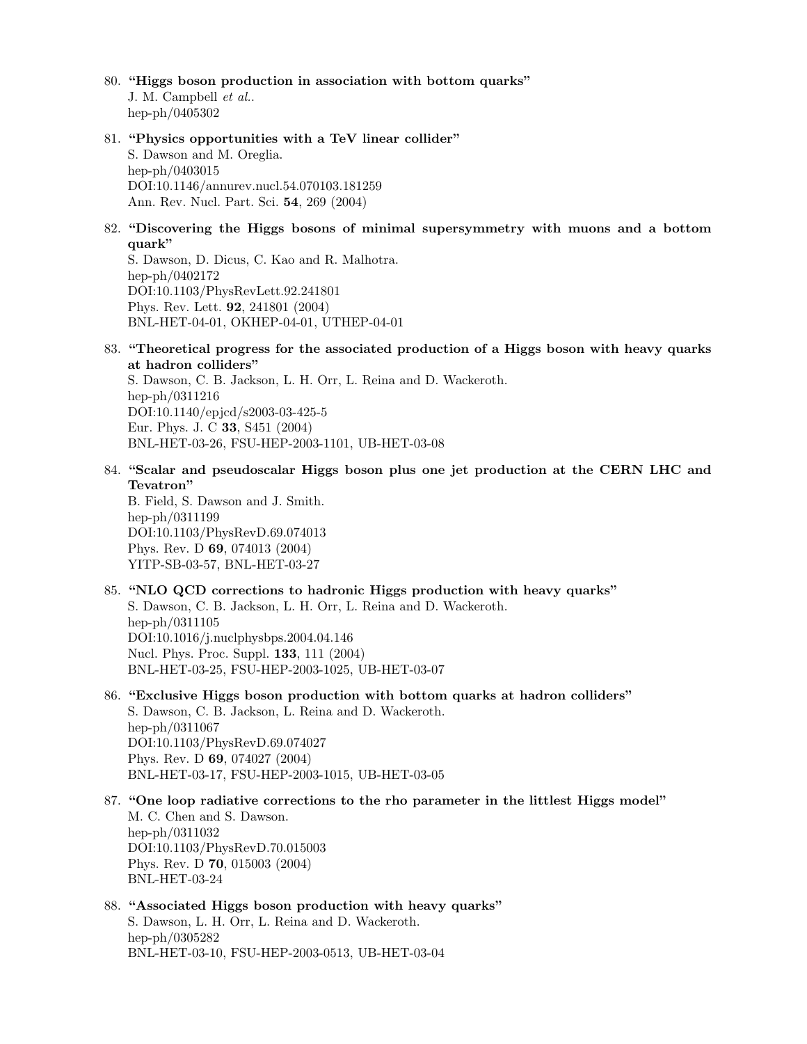80. **"Higgs boson production in association with bottom quarks"**
    J. M. Campbell *et al.*.
    hep-ph/0405302

81. **"Physics opportunities with a TeV linear collider"**
    S. Dawson and M. Oreglia.
    hep-ph/0403015
    DOI:10.1146/annurev.nucl.54.070103.181259
    Ann. Rev. Nucl. Part. Sci. **54**, 269 (2004)

82. **"Discovering the Higgs bosons of minimal supersymmetry with muons and a bottom quark"**
    S. Dawson, D. Dicus, C. Kao and R. Malhotra.
    hep-ph/0402172
    DOI:10.1103/PhysRevLett.92.241801
    Phys. Rev. Lett. **92**, 241801 (2004)
    BNL-HET-04-01, OKHEP-04-01, UTHEP-04-01

83. **"Theoretical progress for the associated production of a Higgs boson with heavy quarks at hadron colliders"**
    S. Dawson, C. B. Jackson, L. H. Orr, L. Reina and D. Wackeroth.
    hep-ph/0311216
    DOI:10.1140/epjcd/s2003-03-425-5
    Eur. Phys. J. C **33**, S451 (2004)
    BNL-HET-03-26, FSU-HEP-2003-1101, UB-HET-03-08

84. **"Scalar and pseudoscalar Higgs boson plus one jet production at the CERN LHC and Tevatron"**
    B. Field, S. Dawson and J. Smith.
    hep-ph/0311199
    DOI:10.1103/PhysRevD.69.074013
    Phys. Rev. D **69**, 074013 (2004)
    YITP-SB-03-57, BNL-HET-03-27

85. **"NLO QCD corrections to hadronic Higgs production with heavy quarks"**
    S. Dawson, C. B. Jackson, L. H. Orr, L. Reina and D. Wackeroth.
    hep-ph/0311105
    DOI:10.1016/j.nuclphysbps.2004.04.146
    Nucl. Phys. Proc. Suppl. **133**, 111 (2004)
    BNL-HET-03-25, FSU-HEP-2003-1025, UB-HET-03-07

86. **"Exclusive Higgs boson production with bottom quarks at hadron colliders"**
    S. Dawson, C. B. Jackson, L. Reina and D. Wackeroth.
    hep-ph/0311067
    DOI:10.1103/PhysRevD.69.074027
    Phys. Rev. D **69**, 074027 (2004)
    BNL-HET-03-17, FSU-HEP-2003-1015, UB-HET-03-05

87. **"One loop radiative corrections to the rho parameter in the littlest Higgs model"**
    M. C. Chen and S. Dawson.
    hep-ph/0311032
    DOI:10.1103/PhysRevD.70.015003
    Phys. Rev. D **70**, 015003 (2004)
    BNL-HET-03-24

88. **"Associated Higgs boson production with heavy quarks"**
    S. Dawson, L. H. Orr, L. Reina and D. Wackeroth.
    hep-ph/0305282
    BNL-HET-03-10, FSU-HEP-2003-0513, UB-HET-03-04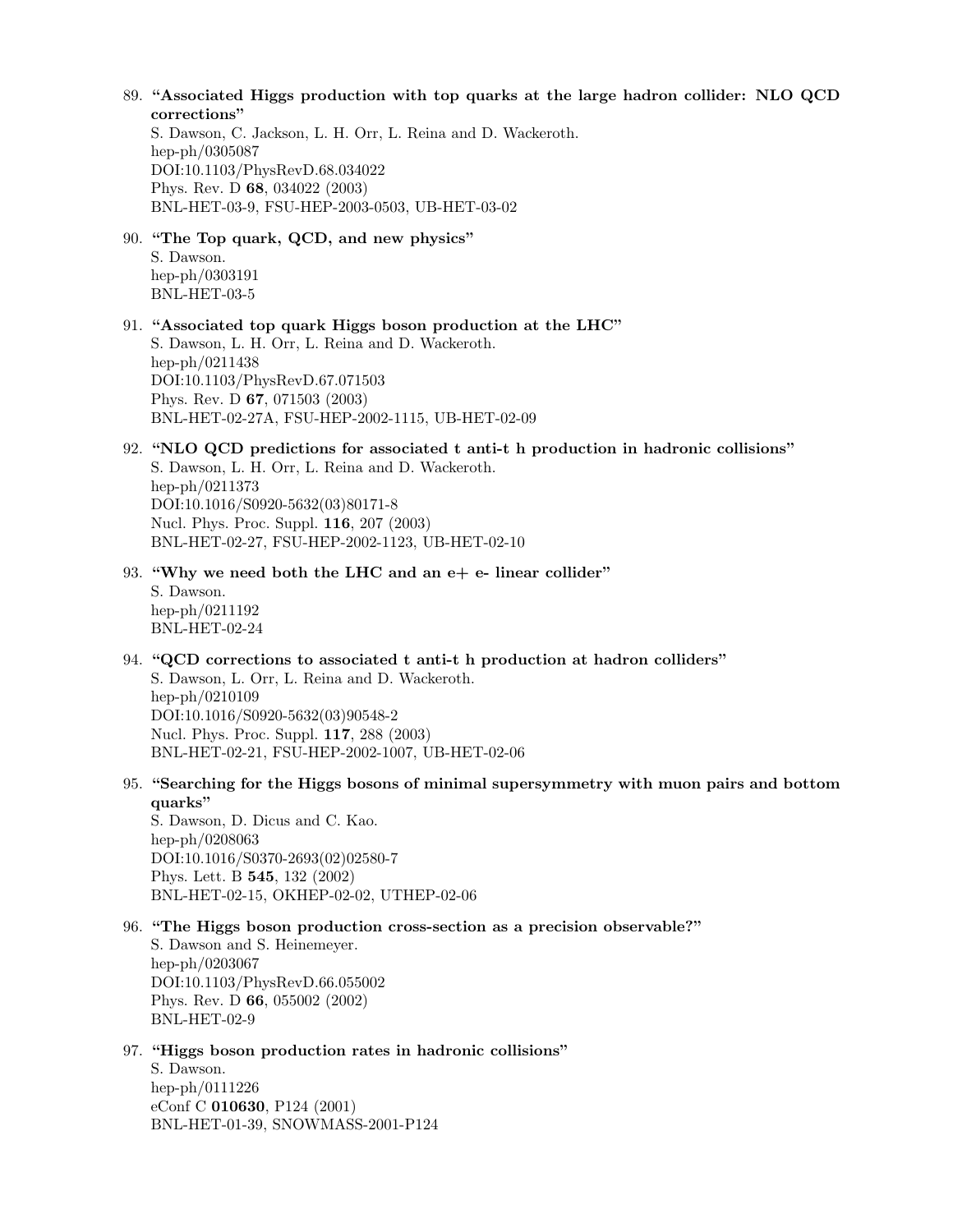89. **"Associated Higgs production with top quarks at the large hadron collider: NLO QCD corrections"**
    S. Dawson, C. Jackson, L. H. Orr, L. Reina and D. Wackeroth.
    hep-ph/0305087
    DOI:10.1103/PhysRevD.68.034022
    Phys. Rev. D **68**, 034022 (2003)
    BNL-HET-03-9, FSU-HEP-2003-0503, UB-HET-03-02

90. **"The Top quark, QCD, and new physics"**
    S. Dawson.
    hep-ph/0303191
    BNL-HET-03-5

91. **"Associated top quark Higgs boson production at the LHC"**
    S. Dawson, L. H. Orr, L. Reina and D. Wackeroth.
    hep-ph/0211438
    DOI:10.1103/PhysRevD.67.071503
    Phys. Rev. D **67**, 071503 (2003)
    BNL-HET-02-27A, FSU-HEP-2002-1115, UB-HET-02-09

92. **"NLO QCD predictions for associated t anti-t h production in hadronic collisions"**
    S. Dawson, L. H. Orr, L. Reina and D. Wackeroth.
    hep-ph/0211373
    DOI:10.1016/S0920-5632(03)80171-8
    Nucl. Phys. Proc. Suppl. **116**, 207 (2003)
    BNL-HET-02-27, FSU-HEP-2002-1123, UB-HET-02-10

93. **"Why we need both the LHC and an e+ e- linear collider"**
    S. Dawson.
    hep-ph/0211192
    BNL-HET-02-24

94. **"QCD corrections to associated t anti-t h production at hadron colliders"**
    S. Dawson, L. Orr, L. Reina and D. Wackeroth.
    hep-ph/0210109
    DOI:10.1016/S0920-5632(03)90548-2
    Nucl. Phys. Proc. Suppl. **117**, 288 (2003)
    BNL-HET-02-21, FSU-HEP-2002-1007, UB-HET-02-06

95. **"Searching for the Higgs bosons of minimal supersymmetry with muon pairs and bottom quarks"**
    S. Dawson, D. Dicus and C. Kao.
    hep-ph/0208063
    DOI:10.1016/S0370-2693(02)02580-7
    Phys. Lett. B **545**, 132 (2002)
    BNL-HET-02-15, OKHEP-02-02, UTHEP-02-06

96. **"The Higgs boson production cross-section as a precision observable?"**
    S. Dawson and S. Heinemeyer.
    hep-ph/0203067
    DOI:10.1103/PhysRevD.66.055002
    Phys. Rev. D **66**, 055002 (2002)
    BNL-HET-02-9

97. **"Higgs boson production rates in hadronic collisions"**
    S. Dawson.
    hep-ph/0111226
    eConf C **010630**, P124 (2001)
    BNL-HET-01-39, SNOWMASS-2001-P124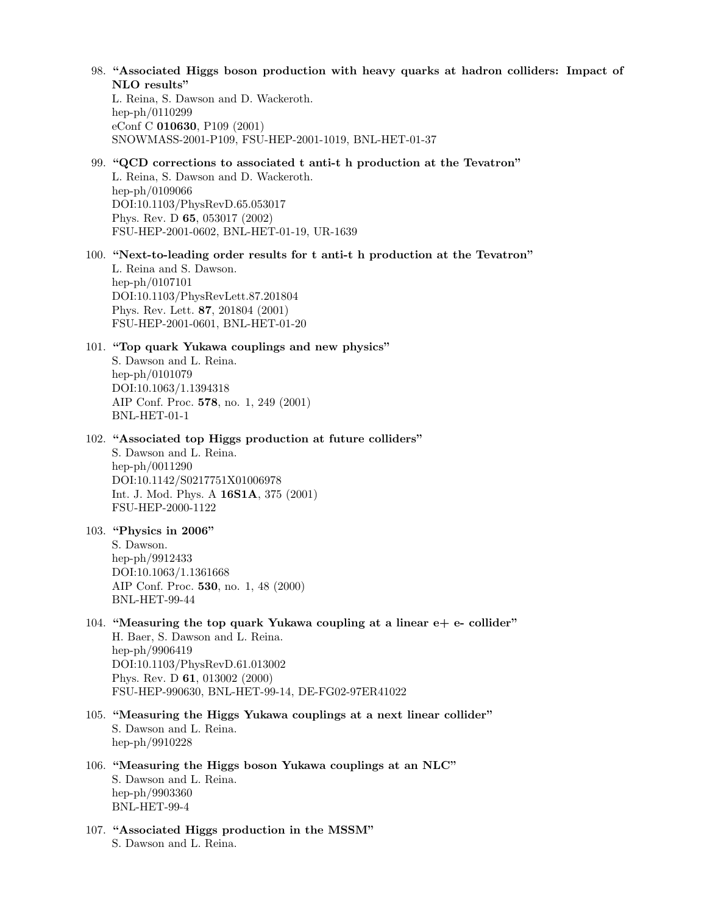98. **"Associated Higgs boson production with heavy quarks at hadron colliders: Impact of NLO results"**
    L. Reina, S. Dawson and D. Wackeroth.
    hep-ph/0110299
    eConf C **010630**, P109 (2001)
    SNOWMASS-2001-P109, FSU-HEP-2001-1019, BNL-HET-01-37

99. **"QCD corrections to associated t anti-t h production at the Tevatron"**
    L. Reina, S. Dawson and D. Wackeroth.
    hep-ph/0109066
    DOI:10.1103/PhysRevD.65.053017
    Phys. Rev. D **65**, 053017 (2002)
    FSU-HEP-2001-0602, BNL-HET-01-19, UR-1639

100. **"Next-to-leading order results for t anti-t h production at the Tevatron"**
    L. Reina and S. Dawson.
    hep-ph/0107101
    DOI:10.1103/PhysRevLett.87.201804
    Phys. Rev. Lett. **87**, 201804 (2001)
    FSU-HEP-2001-0601, BNL-HET-01-20

101. **"Top quark Yukawa couplings and new physics"**
    S. Dawson and L. Reina.
    hep-ph/0101079
    DOI:10.1063/1.1394318
    AIP Conf. Proc. **578**, no. 1, 249 (2001)
    BNL-HET-01-1

102. **"Associated top Higgs production at future colliders"**
    S. Dawson and L. Reina.
    hep-ph/0011290
    DOI:10.1142/S0217751X01006978
    Int. J. Mod. Phys. A **16S1A**, 375 (2001)
    FSU-HEP-2000-1122

103. **"Physics in 2006"**
    S. Dawson.
    hep-ph/9912433
    DOI:10.1063/1.1361668
    AIP Conf. Proc. **530**, no. 1, 48 (2000)
    BNL-HET-99-44

104. **"Measuring the top quark Yukawa coupling at a linear e+ e- collider"**
    H. Baer, S. Dawson and L. Reina.
    hep-ph/9906419
    DOI:10.1103/PhysRevD.61.013002
    Phys. Rev. D **61**, 013002 (2000)
    FSU-HEP-990630, BNL-HET-99-14, DE-FG02-97ER41022

105. **"Measuring the Higgs Yukawa couplings at a next linear collider"**
    S. Dawson and L. Reina.
    hep-ph/9910228

106. **"Measuring the Higgs boson Yukawa couplings at an NLC"**
    S. Dawson and L. Reina.
    hep-ph/9903360
    BNL-HET-99-4

107. **"Associated Higgs production in the MSSM"**
    S. Dawson and L. Reina.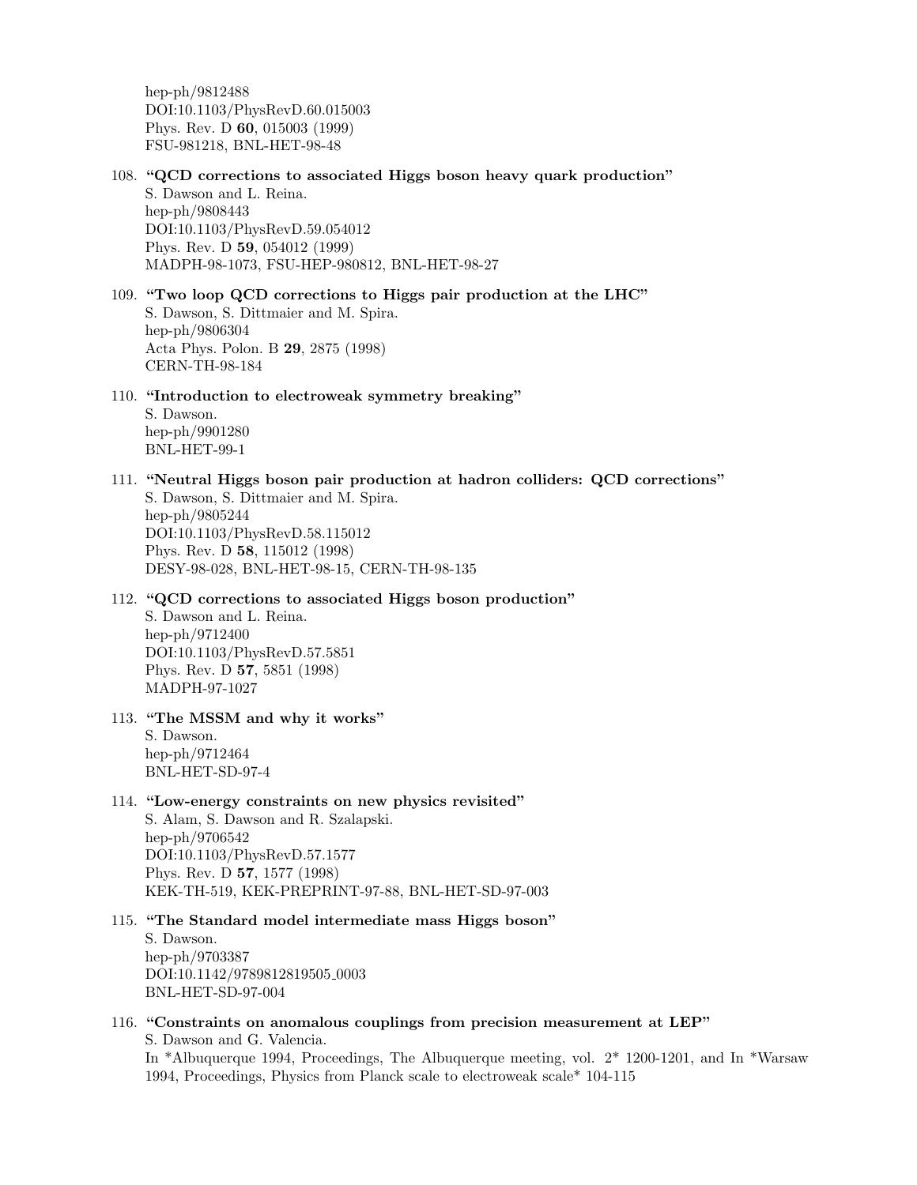hep-ph/9812488
DOI:10.1103/PhysRevD.60.015003
Phys. Rev. D **60**, 015003 (1999)
FSU-981218, BNL-HET-98-48

108. **"QCD corrections to associated Higgs boson heavy quark production"**
S. Dawson and L. Reina.
hep-ph/9808443
DOI:10.1103/PhysRevD.59.054012
Phys. Rev. D **59**, 054012 (1999)
MADPH-98-1073, FSU-HEP-980812, BNL-HET-98-27

109. **"Two loop QCD corrections to Higgs pair production at the LHC"**
S. Dawson, S. Dittmaier and M. Spira.
hep-ph/9806304
Acta Phys. Polon. B **29**, 2875 (1998)
CERN-TH-98-184

110. **"Introduction to electroweak symmetry breaking"**
S. Dawson.
hep-ph/9901280
BNL-HET-99-1

111. **"Neutral Higgs boson pair production at hadron colliders: QCD corrections"**
S. Dawson, S. Dittmaier and M. Spira.
hep-ph/9805244
DOI:10.1103/PhysRevD.58.115012
Phys. Rev. D **58**, 115012 (1998)
DESY-98-028, BNL-HET-98-15, CERN-TH-98-135

112. **"QCD corrections to associated Higgs boson production"**
S. Dawson and L. Reina.
hep-ph/9712400
DOI:10.1103/PhysRevD.57.5851
Phys. Rev. D **57**, 5851 (1998)
MADPH-97-1027

113. **"The MSSM and why it works"**
S. Dawson.
hep-ph/9712464
BNL-HET-SD-97-4

114. **"Low-energy constraints on new physics revisited"**
S. Alam, S. Dawson and R. Szalapski.
hep-ph/9706542
DOI:10.1103/PhysRevD.57.1577
Phys. Rev. D **57**, 1577 (1998)
KEK-TH-519, KEK-PREPRINT-97-88, BNL-HET-SD-97-003

115. **"The Standard model intermediate mass Higgs boson"**
S. Dawson.
hep-ph/9703387
DOI:10.1142/9789812819505_0003
BNL-HET-SD-97-004

116. **"Constraints on anomalous couplings from precision measurement at LEP"**
S. Dawson and G. Valencia.
In *Albuquerque 1994, Proceedings, The Albuquerque meeting, vol. 2* 1200-1201, and In *Warsaw 1994, Proceedings, Physics from Planck scale to electroweak scale* 104-115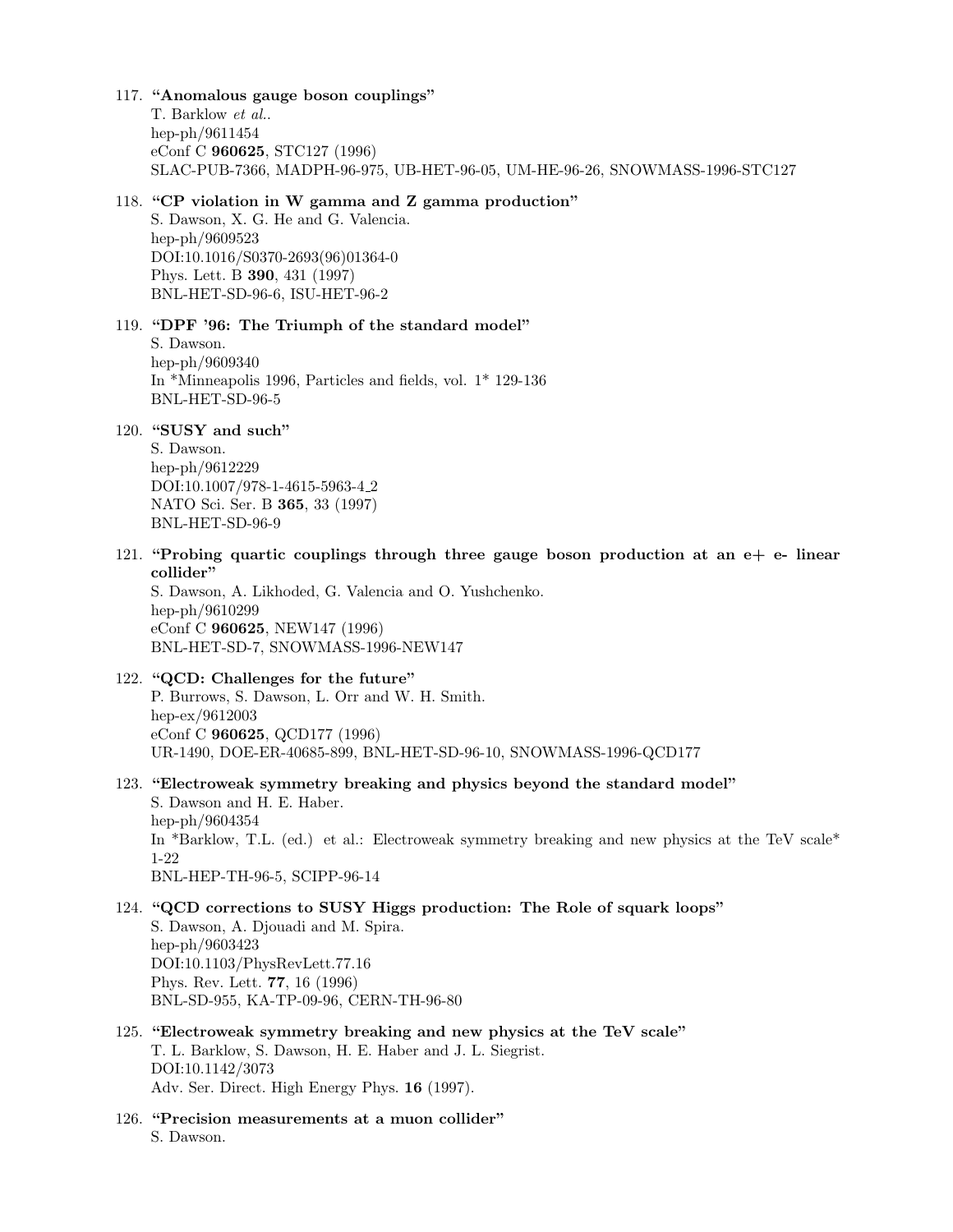117. **"Anomalous gauge boson couplings"**
T. Barklow *et al.*.
hep-ph/9611454
eConf C **960625**, STC127 (1996)
SLAC-PUB-7366, MADPH-96-975, UB-HET-96-05, UM-HE-96-26, SNOWMASS-1996-STC127

118. **"CP violation in W gamma and Z gamma production"**
S. Dawson, X. G. He and G. Valencia.
hep-ph/9609523
DOI:10.1016/S0370-2693(96)01364-0
Phys. Lett. B **390**, 431 (1997)
BNL-HET-SD-96-6, ISU-HET-96-2

119. **"DPF '96: The Triumph of the standard model"**
S. Dawson.
hep-ph/9609340
In *Minneapolis 1996, Particles and fields, vol. 1* 129-136
BNL-HET-SD-96-5

120. **"SUSY and such"**
S. Dawson.
hep-ph/9612229
DOI:10.1007/978-1-4615-5963-4_2
NATO Sci. Ser. B **365**, 33 (1997)
BNL-HET-SD-96-9

121. **"Probing quartic couplings through three gauge boson production at an e+ e- linear collider"**
S. Dawson, A. Likhoded, G. Valencia and O. Yushchenko.
hep-ph/9610299
eConf C **960625**, NEW147 (1996)
BNL-HET-SD-7, SNOWMASS-1996-NEW147

122. **"QCD: Challenges for the future"**
P. Burrows, S. Dawson, L. Orr and W. H. Smith.
hep-ex/9612003
eConf C **960625**, QCD177 (1996)
UR-1490, DOE-ER-40685-899, BNL-HET-SD-96-10, SNOWMASS-1996-QCD177

123. **"Electroweak symmetry breaking and physics beyond the standard model"**
S. Dawson and H. E. Haber.
hep-ph/9604354
In *Barklow, T.L. (ed.) et al.: Electroweak symmetry breaking and new physics at the TeV scale* 1-22
BNL-HEP-TH-96-5, SCIPP-96-14

124. **"QCD corrections to SUSY Higgs production: The Role of squark loops"**
S. Dawson, A. Djouadi and M. Spira.
hep-ph/9603423
DOI:10.1103/PhysRevLett.77.16
Phys. Rev. Lett. **77**, 16 (1996)
BNL-SD-955, KA-TP-09-96, CERN-TH-96-80

125. **"Electroweak symmetry breaking and new physics at the TeV scale"**
T. L. Barklow, S. Dawson, H. E. Haber and J. L. Siegrist.
DOI:10.1142/3073
Adv. Ser. Direct. High Energy Phys. **16** (1997).

126. **"Precision measurements at a muon collider"**
S. Dawson.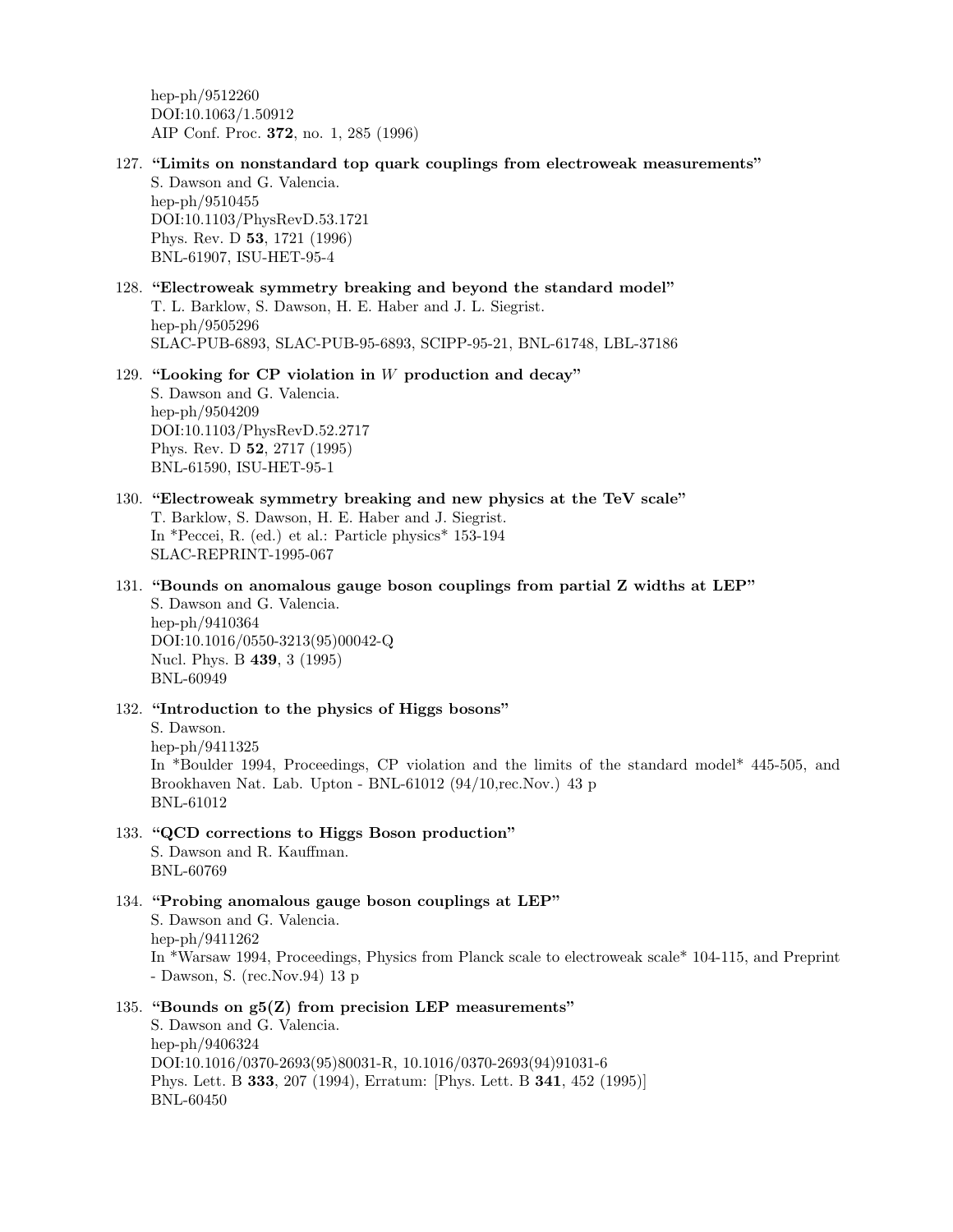hep-ph/9512260
DOI:10.1063/1.50912
AIP Conf. Proc. **372**, no. 1, 285 (1996)

127. **"Limits on nonstandard top quark couplings from electroweak measurements"**
   S. Dawson and G. Valencia.
   hep-ph/9510455
   DOI:10.1103/PhysRevD.53.1721
   Phys. Rev. D **53**, 1721 (1996)
   BNL-61907, ISU-HET-95-4

128. **"Electroweak symmetry breaking and beyond the standard model"**
   T. L. Barklow, S. Dawson, H. E. Haber and J. L. Siegrist.
   hep-ph/9505296
   SLAC-PUB-6893, SLAC-PUB-95-6893, SCIPP-95-21, BNL-61748, LBL-37186

129. **"Looking for CP violation in $W$ production and decay"**
   S. Dawson and G. Valencia.
   hep-ph/9504209
   DOI:10.1103/PhysRevD.52.2717
   Phys. Rev. D **52**, 2717 (1995)
   BNL-61590, ISU-HET-95-1

130. **"Electroweak symmetry breaking and new physics at the TeV scale"**
   T. Barklow, S. Dawson, H. E. Haber and J. Siegrist.
   In *Peccei, R. (ed.) et al.: Particle physics* 153-194
   SLAC-REPRINT-1995-067

131. **"Bounds on anomalous gauge boson couplings from partial Z widths at LEP"**
   S. Dawson and G. Valencia.
   hep-ph/9410364
   DOI:10.1016/0550-3213(95)00042-Q
   Nucl. Phys. B **439**, 3 (1995)
   BNL-60949

132. **"Introduction to the physics of Higgs bosons"**
   S. Dawson.
   hep-ph/9411325
   In *Boulder 1994, Proceedings, CP violation and the limits of the standard model* 445-505, and Brookhaven Nat. Lab. Upton - BNL-61012 (94/10,rec.Nov.) 43 p
   BNL-61012

133. **"QCD corrections to Higgs Boson production"**
   S. Dawson and R. Kauffman.
   BNL-60769

134. **"Probing anomalous gauge boson couplings at LEP"**
   S. Dawson and G. Valencia.
   hep-ph/9411262
   In *Warsaw 1994, Proceedings, Physics from Planck scale to electroweak scale* 104-115, and Preprint - Dawson, S. (rec.Nov.94) 13 p

135. **"Bounds on g5(Z) from precision LEP measurements"**
   S. Dawson and G. Valencia.
   hep-ph/9406324
   DOI:10.1016/0370-2693(95)80031-R, 10.1016/0370-2693(94)91031-6
   Phys. Lett. B **333**, 207 (1994), Erratum: [Phys. Lett. B **341**, 452 (1995)]
   BNL-60450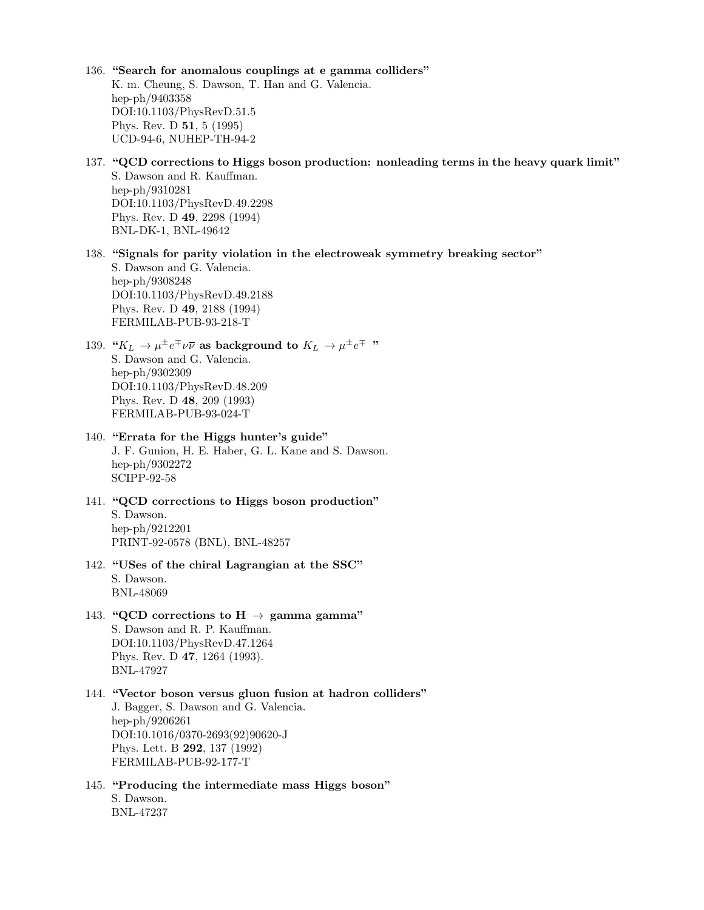136. **"Search for anomalous couplings at e gamma colliders"**
K. m. Cheung, S. Dawson, T. Han and G. Valencia.
hep-ph/9403358
DOI:10.1103/PhysRevD.51.5
Phys. Rev. D **51**, 5 (1995)
UCD-94-6, NUHEP-TH-94-2

137. **"QCD corrections to Higgs boson production: nonleading terms in the heavy quark limit"**
S. Dawson and R. Kauffman.
hep-ph/9310281
DOI:10.1103/PhysRevD.49.2298
Phys. Rev. D **49**, 2298 (1994)
BNL-DK-1, BNL-49642

138. **"Signals for parity violation in the electroweak symmetry breaking sector"**
S. Dawson and G. Valencia.
hep-ph/9308248
DOI:10.1103/PhysRevD.49.2188
Phys. Rev. D **49**, 2188 (1994)
FERMILAB-PUB-93-218-T

139. **"$K_L \to \mu^{\pm} e^{\mp} \nu \overline{\nu}$ as background to $K_L \to \mu^{\pm} e^{\mp}$ "**
S. Dawson and G. Valencia.
hep-ph/9302309
DOI:10.1103/PhysRevD.48.209
Phys. Rev. D **48**, 209 (1993)
FERMILAB-PUB-93-024-T

140. **"Errata for the Higgs hunter's guide"**
J. F. Gunion, H. E. Haber, G. L. Kane and S. Dawson.
hep-ph/9302272
SCIPP-92-58

141. **"QCD corrections to Higgs boson production"**
S. Dawson.
hep-ph/9212201
PRINT-92-0578 (BNL), BNL-48257

142. **"USes of the chiral Lagrangian at the SSC"**
S. Dawson.
BNL-48069

143. **"QCD corrections to H $\to$ gamma gamma"**
S. Dawson and R. P. Kauffman.
DOI:10.1103/PhysRevD.47.1264
Phys. Rev. D **47**, 1264 (1993).
BNL-47927

144. **"Vector boson versus gluon fusion at hadron colliders"**
J. Bagger, S. Dawson and G. Valencia.
hep-ph/9206261
DOI:10.1016/0370-2693(92)90620-J
Phys. Lett. B **292**, 137 (1992)
FERMILAB-PUB-92-177-T

145. **"Producing the intermediate mass Higgs boson"**
S. Dawson.
BNL-47237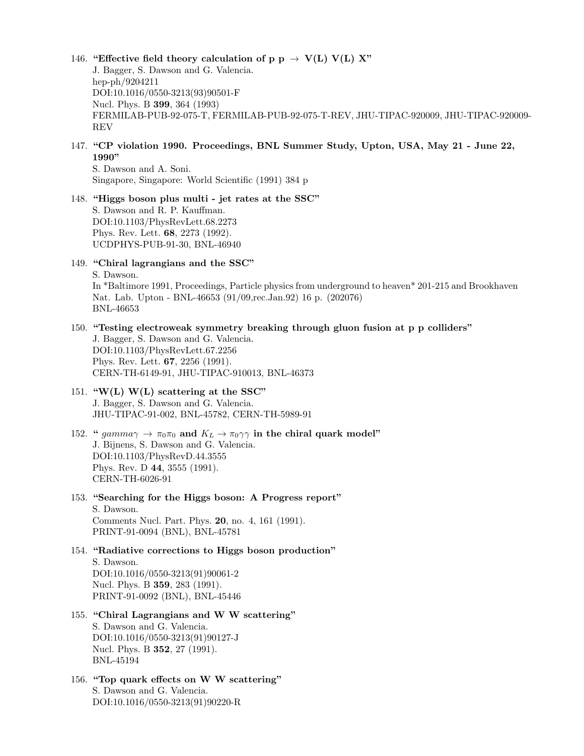146. **"Effective field theory calculation of p p $\rightarrow$ V(L) V(L) X"**
J. Bagger, S. Dawson and G. Valencia.
hep-ph/9204211
DOI:10.1016/0550-3213(93)90501-F
Nucl. Phys. B **399**, 364 (1993)
FERMILAB-PUB-92-075-T, FERMILAB-PUB-92-075-T-REV, JHU-TIPAC-920009, JHU-TIPAC-920009-REV

147. **"CP violation 1990. Proceedings, BNL Summer Study, Upton, USA, May 21 - June 22, 1990"**
S. Dawson and A. Soni.
Singapore, Singapore: World Scientific (1991) 384 p

148. **"Higgs boson plus multi - jet rates at the SSC"**
S. Dawson and R. P. Kauffman.
DOI:10.1103/PhysRevLett.68.2273
Phys. Rev. Lett. **68**, 2273 (1992).
UCDPHYS-PUB-91-30, BNL-46940

149. **"Chiral lagrangians and the SSC"**
S. Dawson.
In *Baltimore 1991, Proceedings, Particle physics from underground to heaven* 201-215 and Brookhaven Nat. Lab. Upton - BNL-46653 (91/09,rec.Jan.92) 16 p. (202076)
BNL-46653

150. **"Testing electroweak symmetry breaking through gluon fusion at p p colliders"**
J. Bagger, S. Dawson and G. Valencia.
DOI:10.1103/PhysRevLett.67.2256
Phys. Rev. Lett. **67**, 2256 (1991).
CERN-TH-6149-91, JHU-TIPAC-910013, BNL-46373

151. **"W(L) W(L) scattering at the SSC"**
J. Bagger, S. Dawson and G. Valencia.
JHU-TIPAC-91-002, BNL-45782, CERN-TH-5989-91

152. **" $gamma\gamma \rightarrow \pi_0\pi_0$ and $K_L \rightarrow \pi_0\gamma\gamma$ in the chiral quark model"**
J. Bijnens, S. Dawson and G. Valencia.
DOI:10.1103/PhysRevD.44.3555
Phys. Rev. D **44**, 3555 (1991).
CERN-TH-6026-91

153. **"Searching for the Higgs boson: A Progress report"**
S. Dawson.
Comments Nucl. Part. Phys. **20**, no. 4, 161 (1991).
PRINT-91-0094 (BNL), BNL-45781

154. **"Radiative corrections to Higgs boson production"**
S. Dawson.
DOI:10.1016/0550-3213(91)90061-2
Nucl. Phys. B **359**, 283 (1991).
PRINT-91-0092 (BNL), BNL-45446

155. **"Chiral Lagrangians and W W scattering"**
S. Dawson and G. Valencia.
DOI:10.1016/0550-3213(91)90127-J
Nucl. Phys. B **352**, 27 (1991).
BNL-45194

156. **"Top quark effects on W W scattering"**
S. Dawson and G. Valencia.
DOI:10.1016/0550-3213(91)90220-R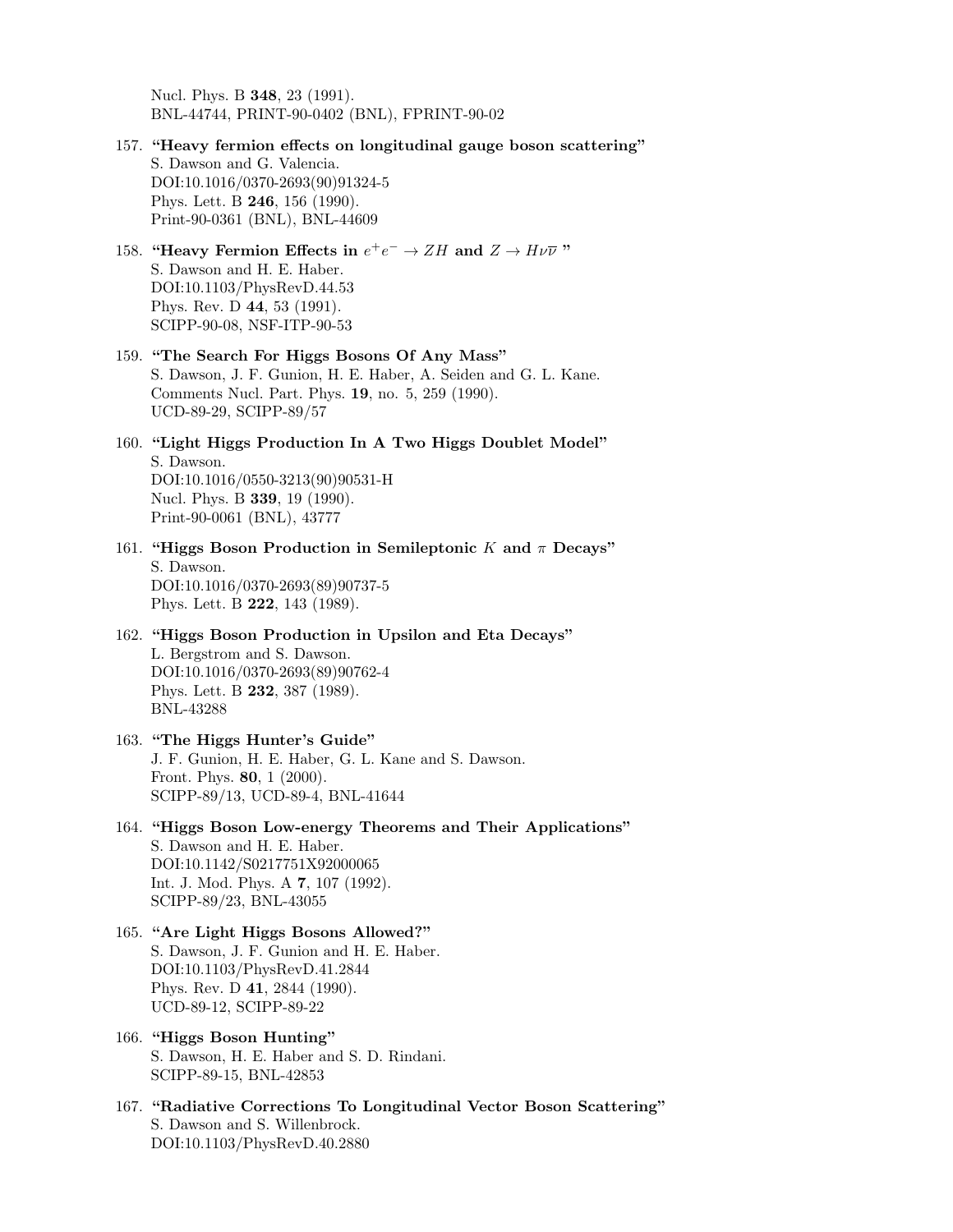Nucl. Phys. B **348**, 23 (1991).
BNL-44744, PRINT-90-0402 (BNL), FPRINT-90-02

157. **"Heavy fermion effects on longitudinal gauge boson scattering"**
S. Dawson and G. Valencia.
DOI:10.1016/0370-2693(90)91324-5
Phys. Lett. B **246**, 156 (1990).
Print-90-0361 (BNL), BNL-44609

158. **"Heavy Fermion Effects in $e^+e^- \to ZH$ and $Z \to H\nu\overline{\nu}$ "**
S. Dawson and H. E. Haber.
DOI:10.1103/PhysRevD.44.53
Phys. Rev. D **44**, 53 (1991).
SCIPP-90-08, NSF-ITP-90-53

159. **"The Search For Higgs Bosons Of Any Mass"**
S. Dawson, J. F. Gunion, H. E. Haber, A. Seiden and G. L. Kane.
Comments Nucl. Part. Phys. **19**, no. 5, 259 (1990).
UCD-89-29, SCIPP-89/57

160. **"Light Higgs Production In A Two Higgs Doublet Model"**
S. Dawson.
DOI:10.1016/0550-3213(90)90531-H
Nucl. Phys. B **339**, 19 (1990).
Print-90-0061 (BNL), 43777

161. **"Higgs Boson Production in Semileptonic $K$ and $\pi$ Decays"**
S. Dawson.
DOI:10.1016/0370-2693(89)90737-5
Phys. Lett. B **222**, 143 (1989).

162. **"Higgs Boson Production in Upsilon and Eta Decays"**
L. Bergstrom and S. Dawson.
DOI:10.1016/0370-2693(89)90762-4
Phys. Lett. B **232**, 387 (1989).
BNL-43288

163. **"The Higgs Hunter's Guide"**
J. F. Gunion, H. E. Haber, G. L. Kane and S. Dawson.
Front. Phys. **80**, 1 (2000).
SCIPP-89/13, UCD-89-4, BNL-41644

164. **"Higgs Boson Low-energy Theorems and Their Applications"**
S. Dawson and H. E. Haber.
DOI:10.1142/S0217751X92000065
Int. J. Mod. Phys. A **7**, 107 (1992).
SCIPP-89/23, BNL-43055

165. **"Are Light Higgs Bosons Allowed?"**
S. Dawson, J. F. Gunion and H. E. Haber.
DOI:10.1103/PhysRevD.41.2844
Phys. Rev. D **41**, 2844 (1990).
UCD-89-12, SCIPP-89-22

166. **"Higgs Boson Hunting"**
S. Dawson, H. E. Haber and S. D. Rindani.
SCIPP-89-15, BNL-42853

167. **"Radiative Corrections To Longitudinal Vector Boson Scattering"**
S. Dawson and S. Willenbrock.
DOI:10.1103/PhysRevD.40.2880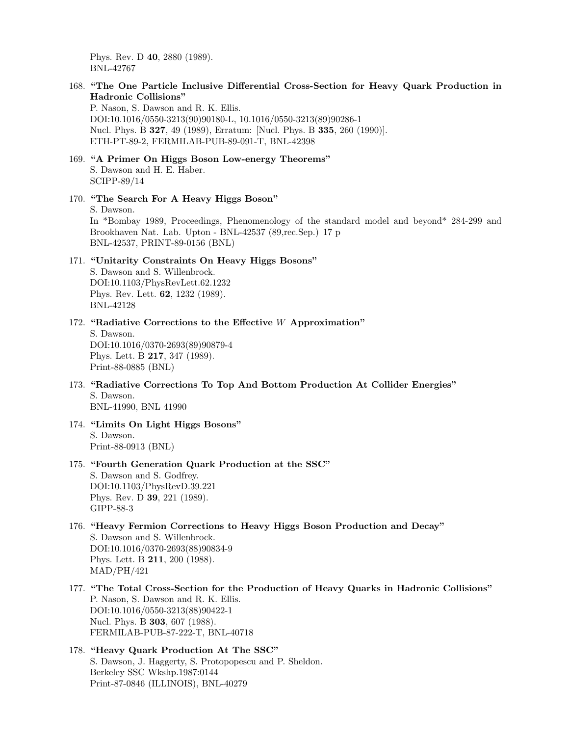Phys. Rev. D **40**, 2880 (1989).
BNL-42767

168. **"The One Particle Inclusive Differential Cross-Section for Heavy Quark Production in Hadronic Collisions"**
   P. Nason, S. Dawson and R. K. Ellis.
   DOI:10.1016/0550-3213(90)90180-L, 10.1016/0550-3213(89)90286-1
   Nucl. Phys. B **327**, 49 (1989), Erratum: [Nucl. Phys. B **335**, 260 (1990)].
   ETH-PT-89-2, FERMILAB-PUB-89-091-T, BNL-42398

169. **"A Primer On Higgs Boson Low-energy Theorems"**
   S. Dawson and H. E. Haber.
   SCIPP-89/14

170. **"The Search For A Heavy Higgs Boson"**
   S. Dawson.
   In *Bombay 1989, Proceedings, Phenomenology of the standard model and beyond* 284-299 and Brookhaven Nat. Lab. Upton - BNL-42537 (89,rec.Sep.) 17 p
   BNL-42537, PRINT-89-0156 (BNL)

171. **"Unitarity Constraints On Heavy Higgs Bosons"**
   S. Dawson and S. Willenbrock.
   DOI:10.1103/PhysRevLett.62.1232
   Phys. Rev. Lett. **62**, 1232 (1989).
   BNL-42128

172. **"Radiative Corrections to the Effective $W$ Approximation"**
   S. Dawson.
   DOI:10.1016/0370-2693(89)90879-4
   Phys. Lett. B **217**, 347 (1989).
   Print-88-0885 (BNL)

173. **"Radiative Corrections To Top And Bottom Production At Collider Energies"**
   S. Dawson.
   BNL-41990, BNL 41990

174. **"Limits On Light Higgs Bosons"**
   S. Dawson.
   Print-88-0913 (BNL)

175. **"Fourth Generation Quark Production at the SSC"**
   S. Dawson and S. Godfrey.
   DOI:10.1103/PhysRevD.39.221
   Phys. Rev. D **39**, 221 (1989).
   GIPP-88-3

176. **"Heavy Fermion Corrections to Heavy Higgs Boson Production and Decay"**
   S. Dawson and S. Willenbrock.
   DOI:10.1016/0370-2693(88)90834-9
   Phys. Lett. B **211**, 200 (1988).
   MAD/PH/421

177. **"The Total Cross-Section for the Production of Heavy Quarks in Hadronic Collisions"**
   P. Nason, S. Dawson and R. K. Ellis.
   DOI:10.1016/0550-3213(88)90422-1
   Nucl. Phys. B **303**, 607 (1988).
   FERMILAB-PUB-87-222-T, BNL-40718

178. **"Heavy Quark Production At The SSC"**
   S. Dawson, J. Haggerty, S. Protopopescu and P. Sheldon.
   Berkeley SSC Wkshp.1987:0144
   Print-87-0846 (ILLINOIS), BNL-40279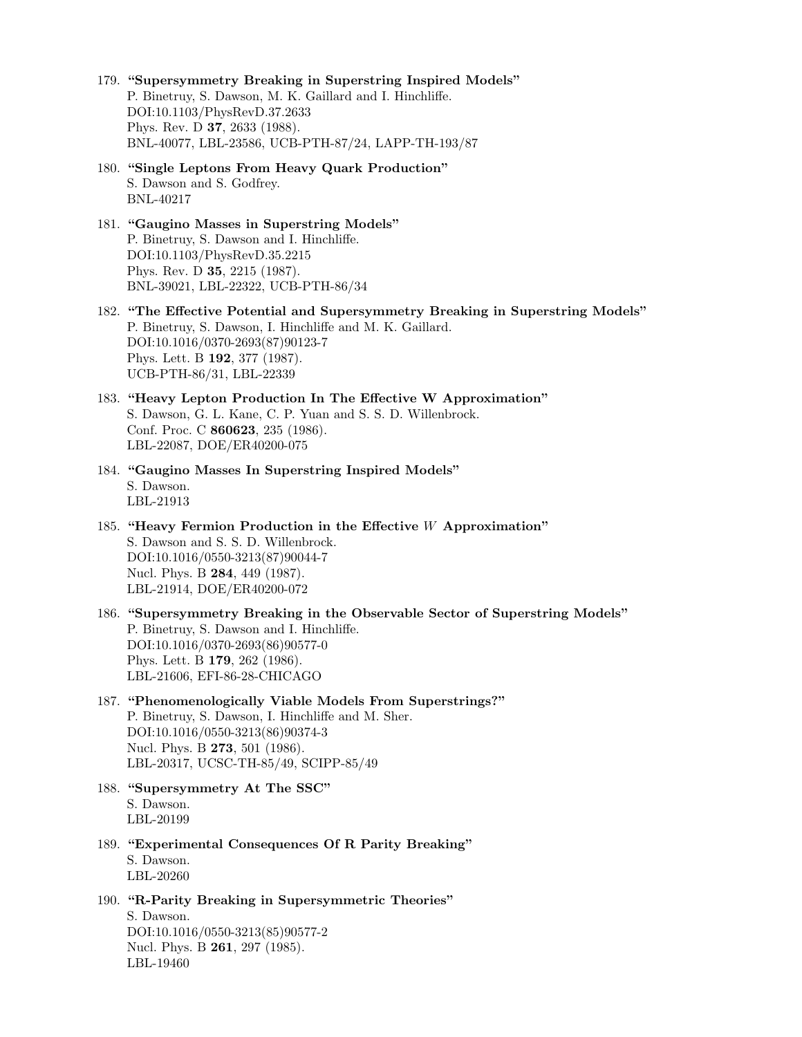179. **"Supersymmetry Breaking in Superstring Inspired Models"**
 P. Binetruy, S. Dawson, M. K. Gaillard and I. Hinchliffe.
 DOI:10.1103/PhysRevD.37.2633
 Phys. Rev. D **37**, 2633 (1988).
 BNL-40077, LBL-23586, UCB-PTH-87/24, LAPP-TH-193/87

180. **"Single Leptons From Heavy Quark Production"**
 S. Dawson and S. Godfrey.
 BNL-40217

181. **"Gaugino Masses in Superstring Models"**
 P. Binetruy, S. Dawson and I. Hinchliffe.
 DOI:10.1103/PhysRevD.35.2215
 Phys. Rev. D **35**, 2215 (1987).
 BNL-39021, LBL-22322, UCB-PTH-86/34

182. **"The Effective Potential and Supersymmetry Breaking in Superstring Models"**
 P. Binetruy, S. Dawson, I. Hinchliffe and M. K. Gaillard.
 DOI:10.1016/0370-2693(87)90123-7
 Phys. Lett. B **192**, 377 (1987).
 UCB-PTH-86/31, LBL-22339

183. **"Heavy Lepton Production In The Effective W Approximation"**
 S. Dawson, G. L. Kane, C. P. Yuan and S. S. D. Willenbrock.
 Conf. Proc. C **860623**, 235 (1986).
 LBL-22087, DOE/ER40200-075

184. **"Gaugino Masses In Superstring Inspired Models"**
 S. Dawson.
 LBL-21913

185. **"Heavy Fermion Production in the Effective $W$ Approximation"**
 S. Dawson and S. S. D. Willenbrock.
 DOI:10.1016/0550-3213(87)90044-7
 Nucl. Phys. B **284**, 449 (1987).
 LBL-21914, DOE/ER40200-072

186. **"Supersymmetry Breaking in the Observable Sector of Superstring Models"**
 P. Binetruy, S. Dawson and I. Hinchliffe.
 DOI:10.1016/0370-2693(86)90577-0
 Phys. Lett. B **179**, 262 (1986).
 LBL-21606, EFI-86-28-CHICAGO

187. **"Phenomenologically Viable Models From Superstrings?"**
 P. Binetruy, S. Dawson, I. Hinchliffe and M. Sher.
 DOI:10.1016/0550-3213(86)90374-3
 Nucl. Phys. B **273**, 501 (1986).
 LBL-20317, UCSC-TH-85/49, SCIPP-85/49

188. **"Supersymmetry At The SSC"**
 S. Dawson.
 LBL-20199

189. **"Experimental Consequences Of R Parity Breaking"**
 S. Dawson.
 LBL-20260

190. **"R-Parity Breaking in Supersymmetric Theories"**
 S. Dawson.
 DOI:10.1016/0550-3213(85)90577-2
 Nucl. Phys. B **261**, 297 (1985).
 LBL-19460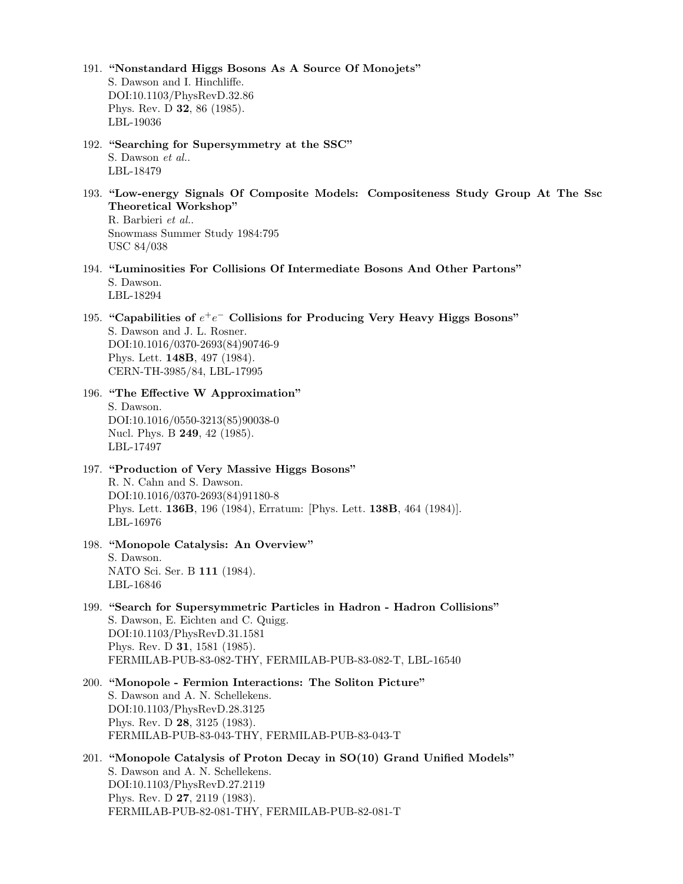191. **"Nonstandard Higgs Bosons As A Source Of Monojets"**
   S. Dawson and I. Hinchliffe.
   DOI:10.1103/PhysRevD.32.86
   Phys. Rev. D **32**, 86 (1985).
   LBL-19036

192. **"Searching for Supersymmetry at the SSC"**
   S. Dawson *et al.*.
   LBL-18479

193. **"Low-energy Signals Of Composite Models: Compositeness Study Group At The Ssc Theoretical Workshop"**
   R. Barbieri *et al.*.
   Snowmass Summer Study 1984:795
   USC 84/038

194. **"Luminosities For Collisions Of Intermediate Bosons And Other Partons"**
   S. Dawson.
   LBL-18294

195. **"Capabilities of $e^+e^-$ Collisions for Producing Very Heavy Higgs Bosons"**
   S. Dawson and J. L. Rosner.
   DOI:10.1016/0370-2693(84)90746-9
   Phys. Lett. **148B**, 497 (1984).
   CERN-TH-3985/84, LBL-17995

196. **"The Effective W Approximation"**
   S. Dawson.
   DOI:10.1016/0550-3213(85)90038-0
   Nucl. Phys. B **249**, 42 (1985).
   LBL-17497

197. **"Production of Very Massive Higgs Bosons"**
   R. N. Cahn and S. Dawson.
   DOI:10.1016/0370-2693(84)91180-8
   Phys. Lett. **136B**, 196 (1984), Erratum: [Phys. Lett. **138B**, 464 (1984)].
   LBL-16976

198. **"Monopole Catalysis: An Overview"**
   S. Dawson.
   NATO Sci. Ser. B **111** (1984).
   LBL-16846

199. **"Search for Supersymmetric Particles in Hadron - Hadron Collisions"**
   S. Dawson, E. Eichten and C. Quigg.
   DOI:10.1103/PhysRevD.31.1581
   Phys. Rev. D **31**, 1581 (1985).
   FERMILAB-PUB-83-082-THY, FERMILAB-PUB-83-082-T, LBL-16540

200. **"Monopole - Fermion Interactions: The Soliton Picture"**
   S. Dawson and A. N. Schellekens.
   DOI:10.1103/PhysRevD.28.3125
   Phys. Rev. D **28**, 3125 (1983).
   FERMILAB-PUB-83-043-THY, FERMILAB-PUB-83-043-T

201. **"Monopole Catalysis of Proton Decay in SO(10) Grand Unified Models"**
   S. Dawson and A. N. Schellekens.
   DOI:10.1103/PhysRevD.27.2119
   Phys. Rev. D **27**, 2119 (1983).
   FERMILAB-PUB-82-081-THY, FERMILAB-PUB-82-081-T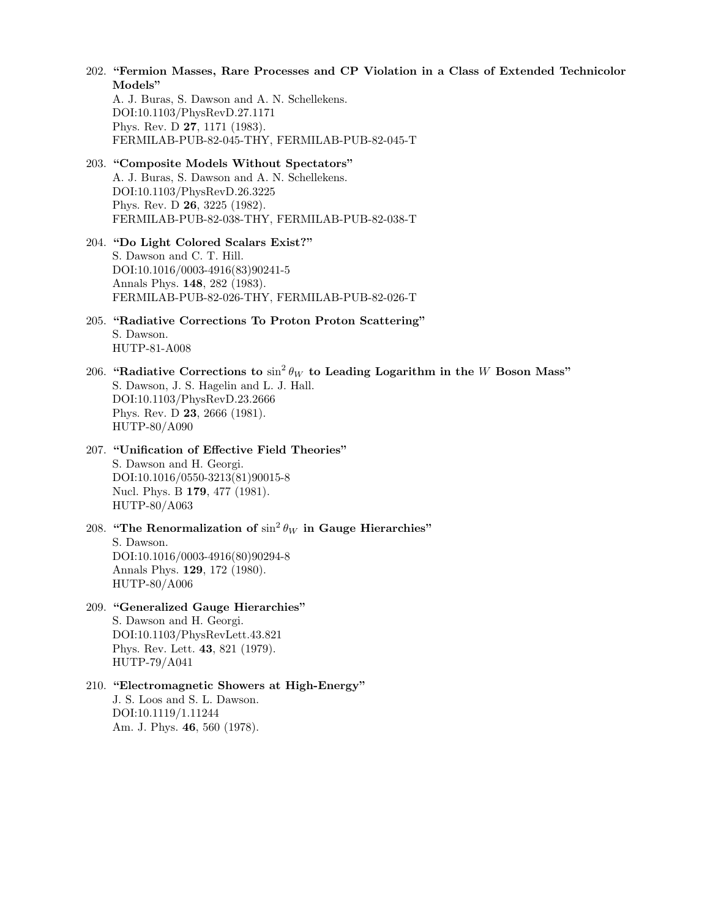202. **"Fermion Masses, Rare Processes and CP Violation in a Class of Extended Technicolor Models"**
A. J. Buras, S. Dawson and A. N. Schellekens.
DOI:10.1103/PhysRevD.27.1171
Phys. Rev. D **27**, 1171 (1983).
FERMILAB-PUB-82-045-THY, FERMILAB-PUB-82-045-T

203. **"Composite Models Without Spectators"**
A. J. Buras, S. Dawson and A. N. Schellekens.
DOI:10.1103/PhysRevD.26.3225
Phys. Rev. D **26**, 3225 (1982).
FERMILAB-PUB-82-038-THY, FERMILAB-PUB-82-038-T

204. **"Do Light Colored Scalars Exist?"**
S. Dawson and C. T. Hill.
DOI:10.1016/0003-4916(83)90241-5
Annals Phys. **148**, 282 (1983).
FERMILAB-PUB-82-026-THY, FERMILAB-PUB-82-026-T

205. **"Radiative Corrections To Proton Proton Scattering"**
S. Dawson.
HUTP-81-A008

206. **"Radiative Corrections to $\sin^2\theta_W$ to Leading Logarithm in the $W$ Boson Mass"**
S. Dawson, J. S. Hagelin and L. J. Hall.
DOI:10.1103/PhysRevD.23.2666
Phys. Rev. D **23**, 2666 (1981).
HUTP-80/A090

207. **"Unification of Effective Field Theories"**
S. Dawson and H. Georgi.
DOI:10.1016/0550-3213(81)90015-8
Nucl. Phys. B **179**, 477 (1981).
HUTP-80/A063

208. **"The Renormalization of $\sin^2\theta_W$ in Gauge Hierarchies"**
S. Dawson.
DOI:10.1016/0003-4916(80)90294-8
Annals Phys. **129**, 172 (1980).
HUTP-80/A006

209. **"Generalized Gauge Hierarchies"**
S. Dawson and H. Georgi.
DOI:10.1103/PhysRevLett.43.821
Phys. Rev. Lett. **43**, 821 (1979).
HUTP-79/A041

210. **"Electromagnetic Showers at High-Energy"**
J. S. Loos and S. L. Dawson.
DOI:10.1119/1.11244
Am. J. Phys. **46**, 560 (1978).